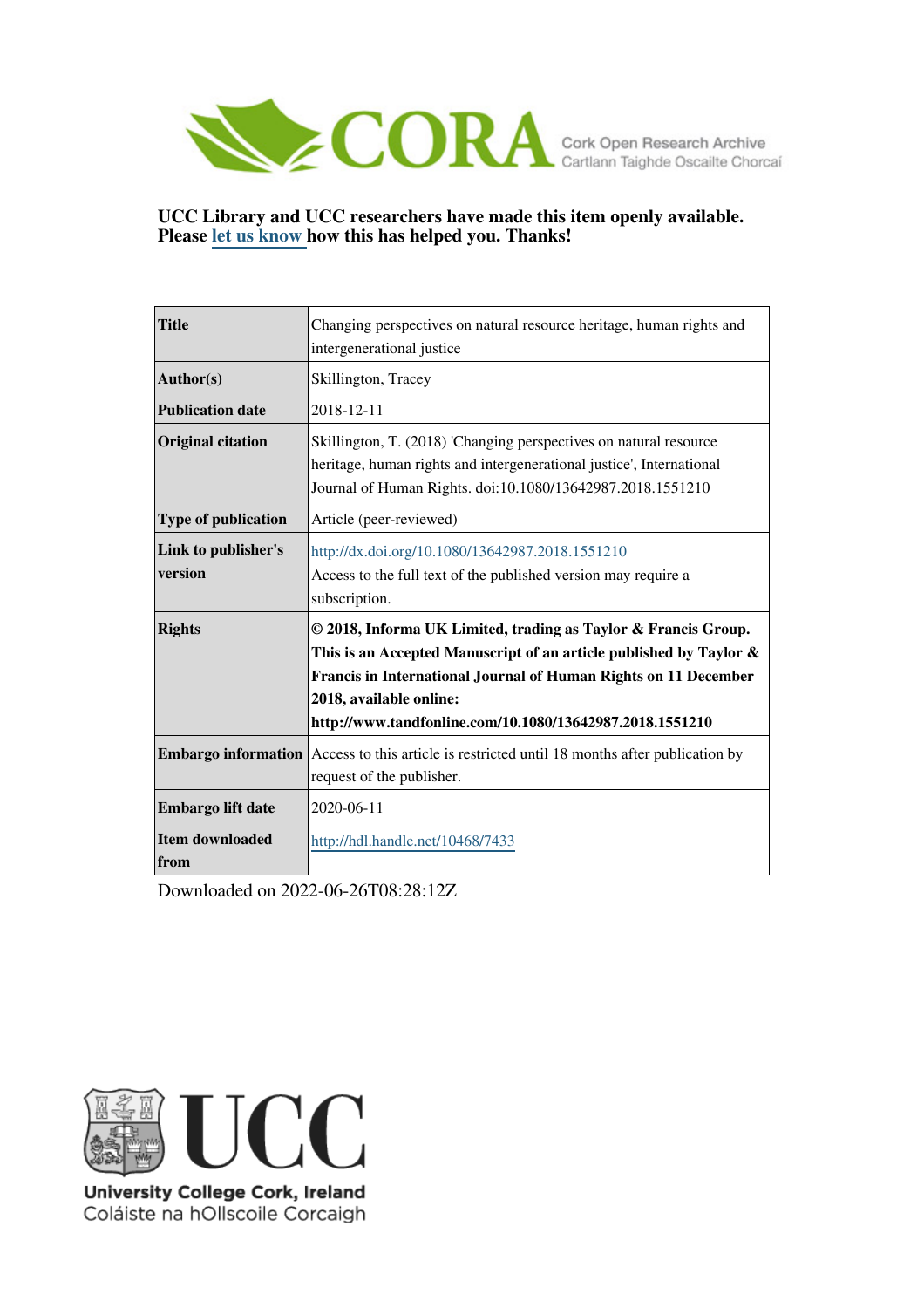**UCC Library and UCC researchers have made this item openly available. Please let us know how this has helped you. Thanks!**

| **Title** | Changing perspectives on natural resource heritage, human rights and intergenerational justice |
|---|---|
| **Author(s)** | Skillington, Tracey |
| **Publication date** | 2018-12-11 |
| **Original citation** | Skillington, T. (2018) 'Changing perspectives on natural resource heritage, human rights and intergenerational justice', International Journal of Human Rights. doi:10.1080/13642987.2018.1551210 |
| **Type of publication** | Article (peer-reviewed) |
| **Link to publisher's version** | http://dx.doi.org/10.1080/13642987.2018.1551210 Access to the full text of the published version may require a subscription. |
| **Rights** | **© 2018, Informa UK Limited, trading as Taylor & Francis Group. This is an Accepted Manuscript of an article published by Taylor & Francis in International Journal of Human Rights on 11 December 2018, available online: http://www.tandfonline.com/10.1080/13642987.2018.1551210** |
| **Embargo information** | Access to this article is restricted until 18 months after publication by request of the publisher. |
| **Embargo lift date** | 2020-06-11 |
| **Item downloaded from** | http://hdl.handle.net/10468/7433 |

Downloaded on 2022-06-26T08:28:12Z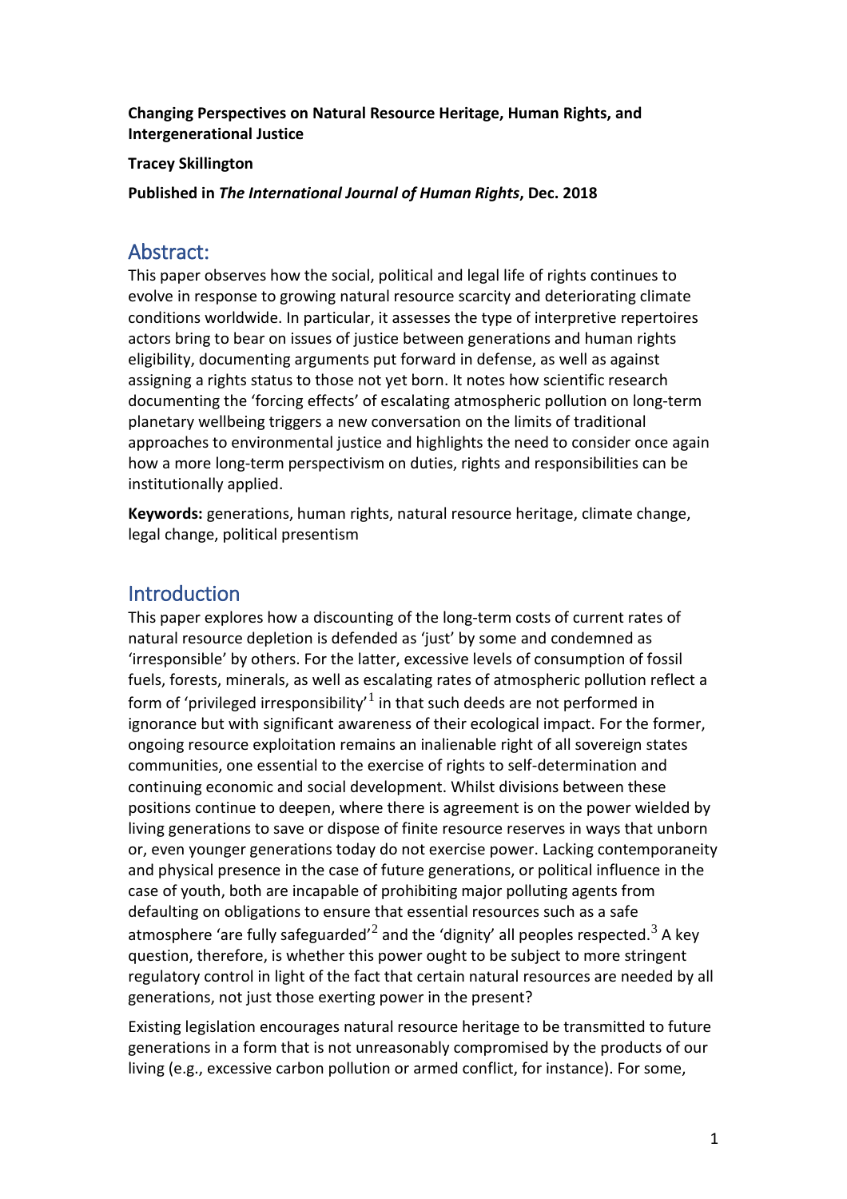**Changing Perspectives on Natural Resource Heritage, Human Rights, and Intergenerational Justice**

**Tracey Skillington**

**Published in *The International Journal of Human Rights*, Dec. 2018**

## Abstract:

This paper observes how the social, political and legal life of rights continues to evolve in response to growing natural resource scarcity and deteriorating climate conditions worldwide. In particular, it assesses the type of interpretive repertoires actors bring to bear on issues of justice between generations and human rights eligibility, documenting arguments put forward in defense, as well as against assigning a rights status to those not yet born. It notes how scientific research documenting the 'forcing effects' of escalating atmospheric pollution on long-term planetary wellbeing triggers a new conversation on the limits of traditional approaches to environmental justice and highlights the need to consider once again how a more long-term perspectivism on duties, rights and responsibilities can be institutionally applied.

**Keywords:** generations, human rights, natural resource heritage, climate change, legal change, political presentism

## Introduction

This paper explores how a discounting of the long-term costs of current rates of natural resource depletion is defended as 'just' by some and condemned as 'irresponsible' by others. For the latter, excessive levels of consumption of fossil fuels, forests, minerals, as well as escalating rates of atmospheric pollution reflect a form of 'privileged irresponsibility'[1] in that such deeds are not performed in ignorance but with significant awareness of their ecological impact. For the former, ongoing resource exploitation remains an inalienable right of all sovereign states communities, one essential to the exercise of rights to self-determination and continuing economic and social development. Whilst divisions between these positions continue to deepen, where there is agreement is on the power wielded by living generations to save or dispose of finite resource reserves in ways that unborn or, even younger generations today do not exercise power. Lacking contemporaneity and physical presence in the case of future generations, or political influence in the case of youth, both are incapable of prohibiting major polluting agents from defaulting on obligations to ensure that essential resources such as a safe atmosphere 'are fully safeguarded'[2] and the 'dignity' all peoples respected.[3] A key question, therefore, is whether this power ought to be subject to more stringent regulatory control in light of the fact that certain natural resources are needed by all generations, not just those exerting power in the present?

Existing legislation encourages natural resource heritage to be transmitted to future generations in a form that is not unreasonably compromised by the products of our living (e.g., excessive carbon pollution or armed conflict, for instance). For some,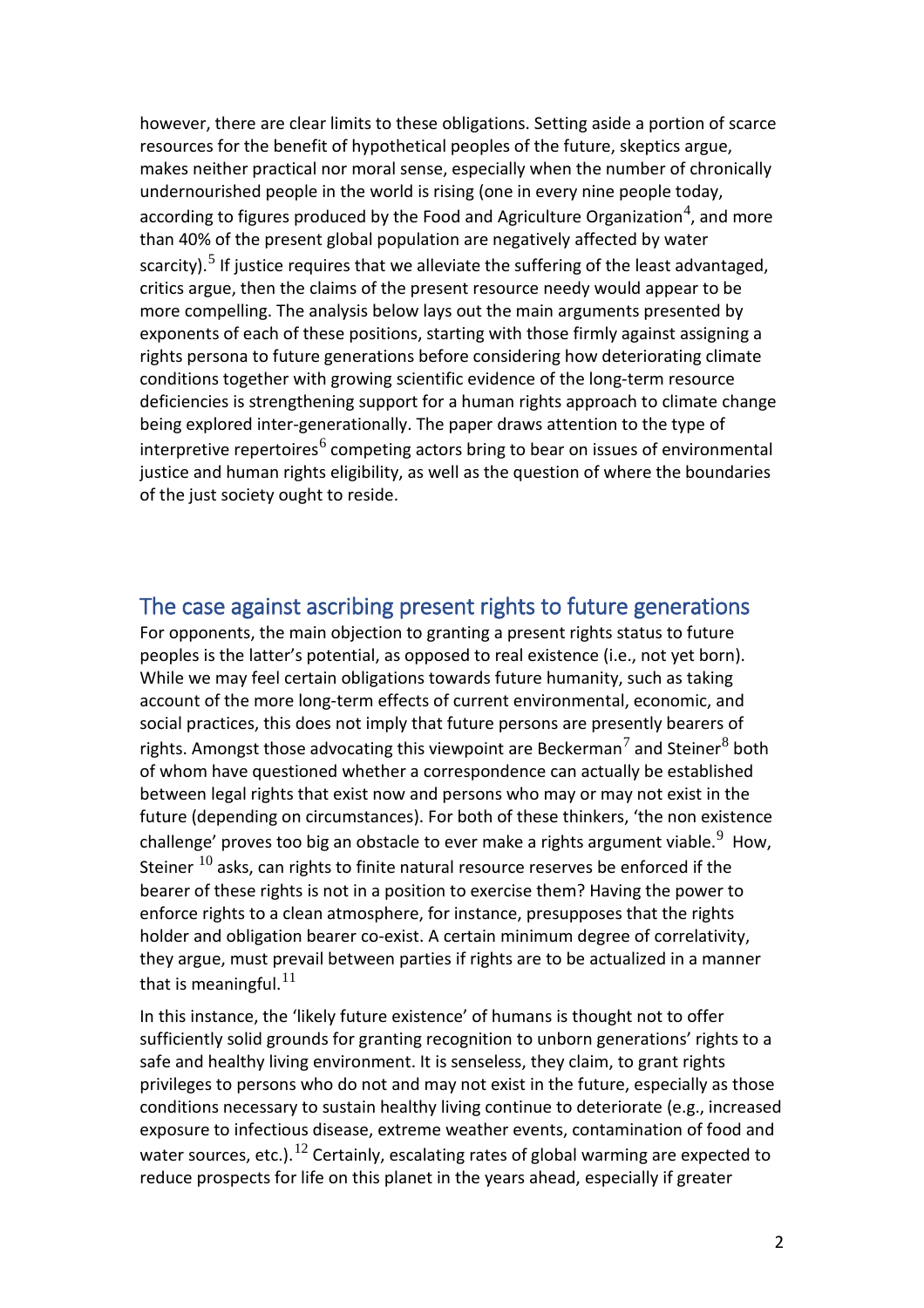however, there are clear limits to these obligations. Setting aside a portion of scarce resources for the benefit of hypothetical peoples of the future, skeptics argue, makes neither practical nor moral sense, especially when the number of chronically undernourished people in the world is rising (one in every nine people today, according to figures produced by the Food and Agriculture Organization[4], and more than 40% of the present global population are negatively affected by water scarcity).[5] If justice requires that we alleviate the suffering of the least advantaged, critics argue, then the claims of the present resource needy would appear to be more compelling. The analysis below lays out the main arguments presented by exponents of each of these positions, starting with those firmly against assigning a rights persona to future generations before considering how deteriorating climate conditions together with growing scientific evidence of the long-term resource deficiencies is strengthening support for a human rights approach to climate change being explored inter-generationally. The paper draws attention to the type of interpretive repertoires[6] competing actors bring to bear on issues of environmental justice and human rights eligibility, as well as the question of where the boundaries of the just society ought to reside.

## The case against ascribing present rights to future generations

For opponents, the main objection to granting a present rights status to future peoples is the latter's potential, as opposed to real existence (i.e., not yet born). While we may feel certain obligations towards future humanity, such as taking account of the more long-term effects of current environmental, economic, and social practices, this does not imply that future persons are presently bearers of rights. Amongst those advocating this viewpoint are Beckerman[7] and Steiner[8] both of whom have questioned whether a correspondence can actually be established between legal rights that exist now and persons who may or may not exist in the future (depending on circumstances). For both of these thinkers, 'the non existence challenge' proves too big an obstacle to ever make a rights argument viable.[9] How, Steiner [10] asks, can rights to finite natural resource reserves be enforced if the bearer of these rights is not in a position to exercise them? Having the power to enforce rights to a clean atmosphere, for instance, presupposes that the rights holder and obligation bearer co-exist. A certain minimum degree of correlativity, they argue, must prevail between parties if rights are to be actualized in a manner that is meaningful.[11]

In this instance, the 'likely future existence' of humans is thought not to offer sufficiently solid grounds for granting recognition to unborn generations' rights to a safe and healthy living environment. It is senseless, they claim, to grant rights privileges to persons who do not and may not exist in the future, especially as those conditions necessary to sustain healthy living continue to deteriorate (e.g., increased exposure to infectious disease, extreme weather events, contamination of food and water sources, etc.).[12] Certainly, escalating rates of global warming are expected to reduce prospects for life on this planet in the years ahead, especially if greater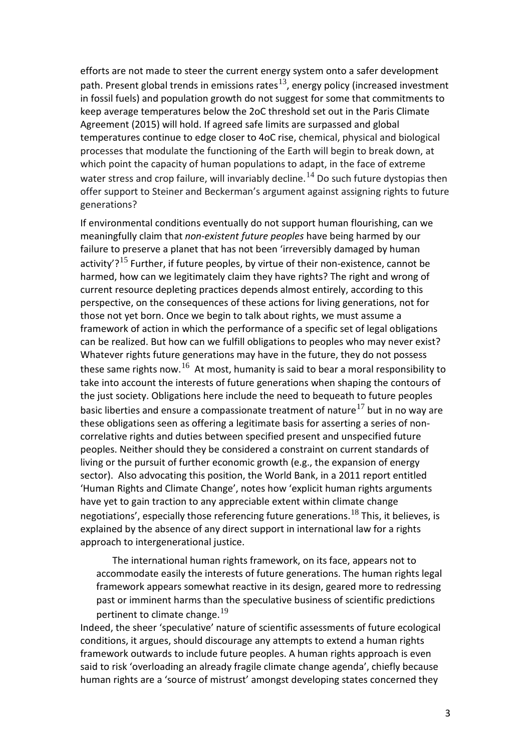efforts are not made to steer the current energy system onto a safer development path. Present global trends in emissions rates[13], energy policy (increased investment in fossil fuels) and population growth do not suggest for some that commitments to keep average temperatures below the 2oC threshold set out in the Paris Climate Agreement (2015) will hold. If agreed safe limits are surpassed and global temperatures continue to edge closer to 4oC rise, chemical, physical and biological processes that modulate the functioning of the Earth will begin to break down, at which point the capacity of human populations to adapt, in the face of extreme water stress and crop failure, will invariably decline.[14] Do such future dystopias then offer support to Steiner and Beckerman's argument against assigning rights to future generations?

If environmental conditions eventually do not support human flourishing, can we meaningfully claim that *non-existent future peoples* have being harmed by our failure to preserve a planet that has not been 'irreversibly damaged by human activity'?[15] Further, if future peoples, by virtue of their non-existence, cannot be harmed, how can we legitimately claim they have rights? The right and wrong of current resource depleting practices depends almost entirely, according to this perspective, on the consequences of these actions for living generations, not for those not yet born. Once we begin to talk about rights, we must assume a framework of action in which the performance of a specific set of legal obligations can be realized. But how can we fulfill obligations to peoples who may never exist? Whatever rights future generations may have in the future, they do not possess these same rights now.[16] At most, humanity is said to bear a moral responsibility to take into account the interests of future generations when shaping the contours of the just society. Obligations here include the need to bequeath to future peoples basic liberties and ensure a compassionate treatment of nature[17] but in no way are these obligations seen as offering a legitimate basis for asserting a series of non-correlative rights and duties between specified present and unspecified future peoples. Neither should they be considered a constraint on current standards of living or the pursuit of further economic growth (e.g., the expansion of energy sector). Also advocating this position, the World Bank, in a 2011 report entitled 'Human Rights and Climate Change', notes how 'explicit human rights arguments have yet to gain traction to any appreciable extent within climate change negotiations', especially those referencing future generations.[18] This, it believes, is explained by the absence of any direct support in international law for a rights approach to intergenerational justice.

> The international human rights framework, on its face, appears not to accommodate easily the interests of future generations. The human rights legal framework appears somewhat reactive in its design, geared more to redressing past or imminent harms than the speculative business of scientific predictions pertinent to climate change.[19]

Indeed, the sheer 'speculative' nature of scientific assessments of future ecological conditions, it argues, should discourage any attempts to extend a human rights framework outwards to include future peoples. A human rights approach is even said to risk 'overloading an already fragile climate change agenda', chiefly because human rights are a 'source of mistrust' amongst developing states concerned they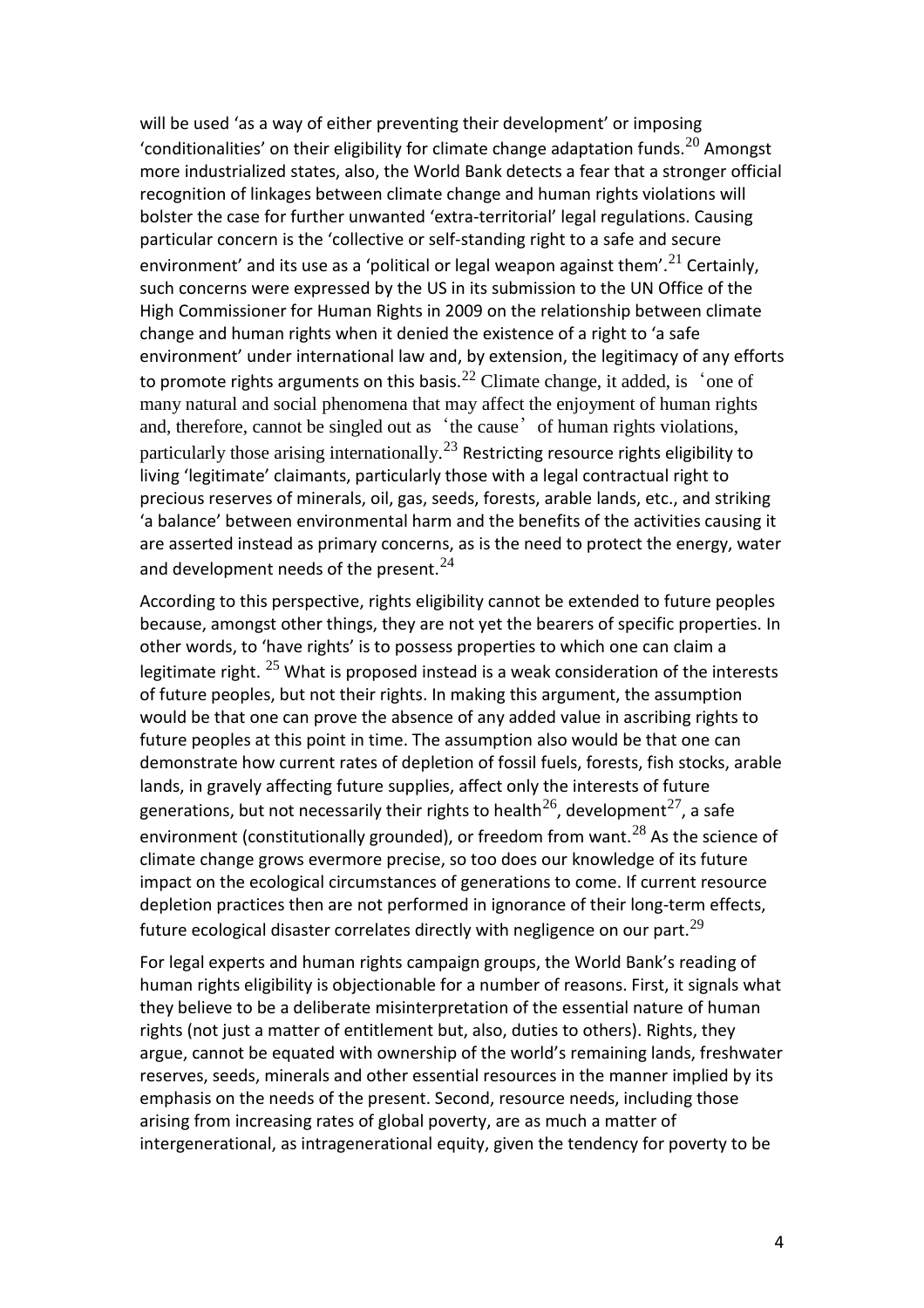will be used 'as a way of either preventing their development' or imposing 'conditionalities' on their eligibility for climate change adaptation funds.[20] Amongst more industrialized states, also, the World Bank detects a fear that a stronger official recognition of linkages between climate change and human rights violations will bolster the case for further unwanted 'extra-territorial' legal regulations. Causing particular concern is the 'collective or self-standing right to a safe and secure environment' and its use as a 'political or legal weapon against them'.[21] Certainly, such concerns were expressed by the US in its submission to the UN Office of the High Commissioner for Human Rights in 2009 on the relationship between climate change and human rights when it denied the existence of a right to 'a safe environment' under international law and, by extension, the legitimacy of any efforts to promote rights arguments on this basis.[22] Climate change, it added, is 'one of many natural and social phenomena that may affect the enjoyment of human rights and, therefore, cannot be singled out as 'the cause' of human rights violations, particularly those arising internationally.[23] Restricting resource rights eligibility to living 'legitimate' claimants, particularly those with a legal contractual right to precious reserves of minerals, oil, gas, seeds, forests, arable lands, etc., and striking 'a balance' between environmental harm and the benefits of the activities causing it are asserted instead as primary concerns, as is the need to protect the energy, water and development needs of the present.[24]

According to this perspective, rights eligibility cannot be extended to future peoples because, amongst other things, they are not yet the bearers of specific properties. In other words, to 'have rights' is to possess properties to which one can claim a legitimate right. [25] What is proposed instead is a weak consideration of the interests of future peoples, but not their rights. In making this argument, the assumption would be that one can prove the absence of any added value in ascribing rights to future peoples at this point in time. The assumption also would be that one can demonstrate how current rates of depletion of fossil fuels, forests, fish stocks, arable lands, in gravely affecting future supplies, affect only the interests of future generations, but not necessarily their rights to health[26], development[27], a safe environment (constitutionally grounded), or freedom from want.[28] As the science of climate change grows evermore precise, so too does our knowledge of its future impact on the ecological circumstances of generations to come. If current resource depletion practices then are not performed in ignorance of their long-term effects, future ecological disaster correlates directly with negligence on our part.[29]

For legal experts and human rights campaign groups, the World Bank's reading of human rights eligibility is objectionable for a number of reasons. First, it signals what they believe to be a deliberate misinterpretation of the essential nature of human rights (not just a matter of entitlement but, also, duties to others). Rights, they argue, cannot be equated with ownership of the world's remaining lands, freshwater reserves, seeds, minerals and other essential resources in the manner implied by its emphasis on the needs of the present. Second, resource needs, including those arising from increasing rates of global poverty, are as much a matter of intergenerational, as intragenerational equity, given the tendency for poverty to be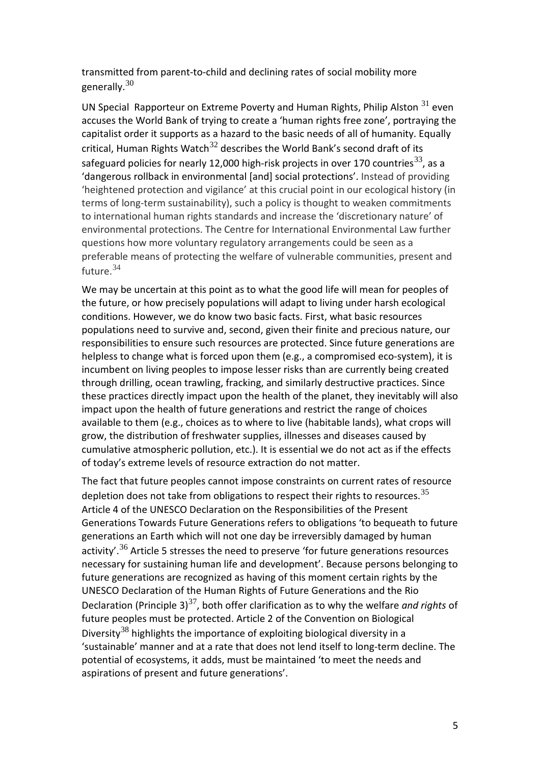transmitted from parent-to-child and declining rates of social mobility more generally.[30]

UN Special Rapporteur on Extreme Poverty and Human Rights, Philip Alston [31] even accuses the World Bank of trying to create a 'human rights free zone', portraying the capitalist order it supports as a hazard to the basic needs of all of humanity. Equally critical, Human Rights Watch[32] describes the World Bank's second draft of its safeguard policies for nearly 12,000 high-risk projects in over 170 countries[33], as a 'dangerous rollback in environmental [and] social protections'. Instead of providing 'heightened protection and vigilance' at this crucial point in our ecological history (in terms of long-term sustainability), such a policy is thought to weaken commitments to international human rights standards and increase the 'discretionary nature' of environmental protections. The Centre for International Environmental Law further questions how more voluntary regulatory arrangements could be seen as a preferable means of protecting the welfare of vulnerable communities, present and future.[34]

We may be uncertain at this point as to what the good life will mean for peoples of the future, or how precisely populations will adapt to living under harsh ecological conditions. However, we do know two basic facts. First, what basic resources populations need to survive and, second, given their finite and precious nature, our responsibilities to ensure such resources are protected. Since future generations are helpless to change what is forced upon them (e.g., a compromised eco-system), it is incumbent on living peoples to impose lesser risks than are currently being created through drilling, ocean trawling, fracking, and similarly destructive practices. Since these practices directly impact upon the health of the planet, they inevitably will also impact upon the health of future generations and restrict the range of choices available to them (e.g., choices as to where to live (habitable lands), what crops will grow, the distribution of freshwater supplies, illnesses and diseases caused by cumulative atmospheric pollution, etc.). It is essential we do not act as if the effects of today's extreme levels of resource extraction do not matter.

The fact that future peoples cannot impose constraints on current rates of resource depletion does not take from obligations to respect their rights to resources.[35] Article 4 of the UNESCO Declaration on the Responsibilities of the Present Generations Towards Future Generations refers to obligations 'to bequeath to future generations an Earth which will not one day be irreversibly damaged by human activity'.[36] Article 5 stresses the need to preserve 'for future generations resources necessary for sustaining human life and development'. Because persons belonging to future generations are recognized as having of this moment certain rights by the UNESCO Declaration of the Human Rights of Future Generations and the Rio Declaration (Principle 3)[37], both offer clarification as to why the welfare *and rights* of future peoples must be protected. Article 2 of the Convention on Biological Diversity[38] highlights the importance of exploiting biological diversity in a 'sustainable' manner and at a rate that does not lend itself to long-term decline. The potential of ecosystems, it adds, must be maintained 'to meet the needs and aspirations of present and future generations'.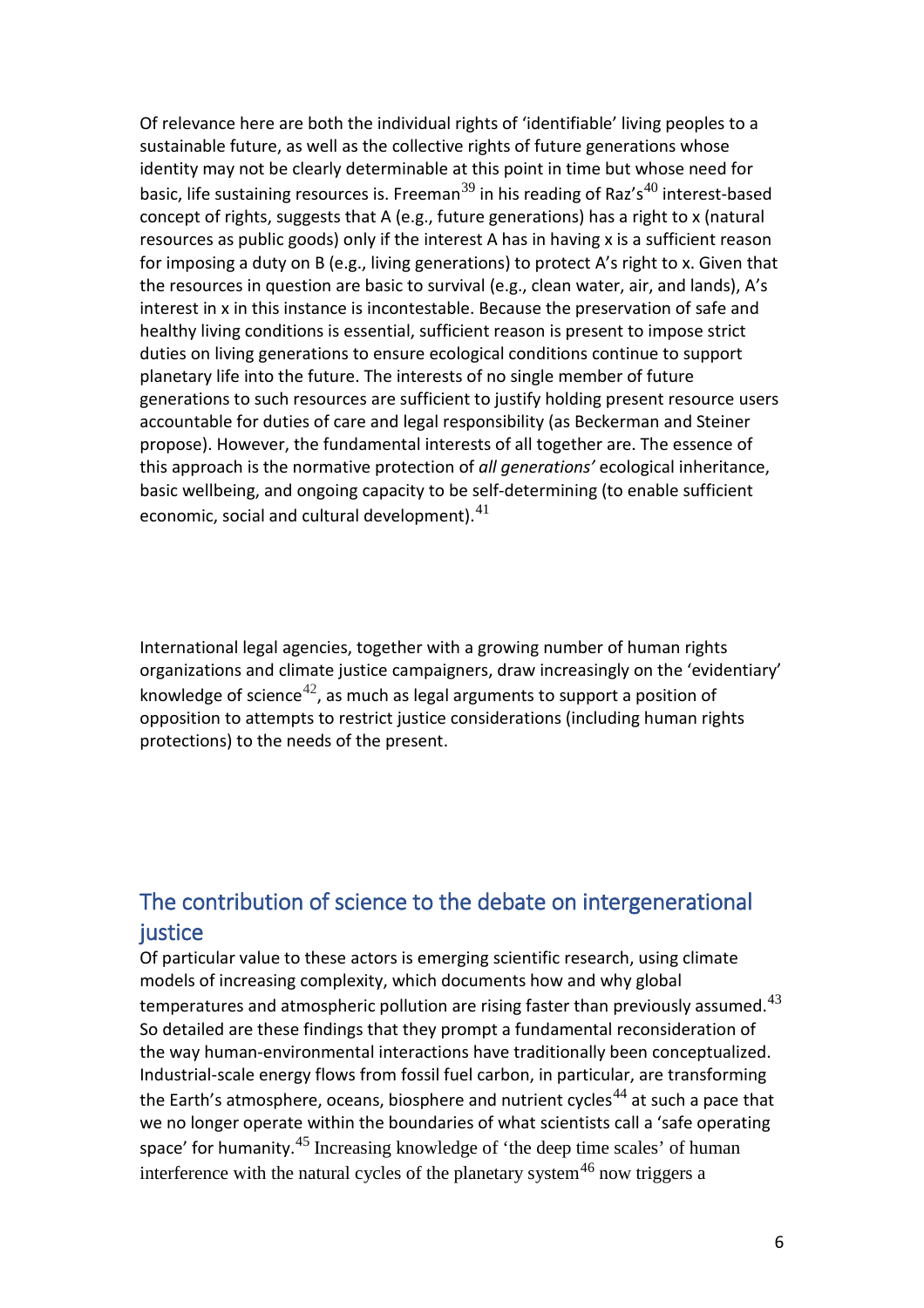Of relevance here are both the individual rights of 'identifiable' living peoples to a sustainable future, as well as the collective rights of future generations whose identity may not be clearly determinable at this point in time but whose need for basic, life sustaining resources is. Freeman[39] in his reading of Raz's[40] interest-based concept of rights, suggests that A (e.g., future generations) has a right to x (natural resources as public goods) only if the interest A has in having x is a sufficient reason for imposing a duty on B (e.g., living generations) to protect A's right to x. Given that the resources in question are basic to survival (e.g., clean water, air, and lands), A's interest in x in this instance is incontestable. Because the preservation of safe and healthy living conditions is essential, sufficient reason is present to impose strict duties on living generations to ensure ecological conditions continue to support planetary life into the future. The interests of no single member of future generations to such resources are sufficient to justify holding present resource users accountable for duties of care and legal responsibility (as Beckerman and Steiner propose). However, the fundamental interests of all together are. The essence of this approach is the normative protection of *all generations'* ecological inheritance, basic wellbeing, and ongoing capacity to be self-determining (to enable sufficient economic, social and cultural development).[41]

International legal agencies, together with a growing number of human rights organizations and climate justice campaigners, draw increasingly on the 'evidentiary' knowledge of science[42], as much as legal arguments to support a position of opposition to attempts to restrict justice considerations (including human rights protections) to the needs of the present.

## The contribution of science to the debate on intergenerational justice

Of particular value to these actors is emerging scientific research, using climate models of increasing complexity, which documents how and why global temperatures and atmospheric pollution are rising faster than previously assumed.[43] So detailed are these findings that they prompt a fundamental reconsideration of the way human-environmental interactions have traditionally been conceptualized. Industrial-scale energy flows from fossil fuel carbon, in particular, are transforming the Earth's atmosphere, oceans, biosphere and nutrient cycles[44] at such a pace that we no longer operate within the boundaries of what scientists call a 'safe operating space' for humanity.[45] Increasing knowledge of 'the deep time scales' of human interference with the natural cycles of the planetary system[46] now triggers a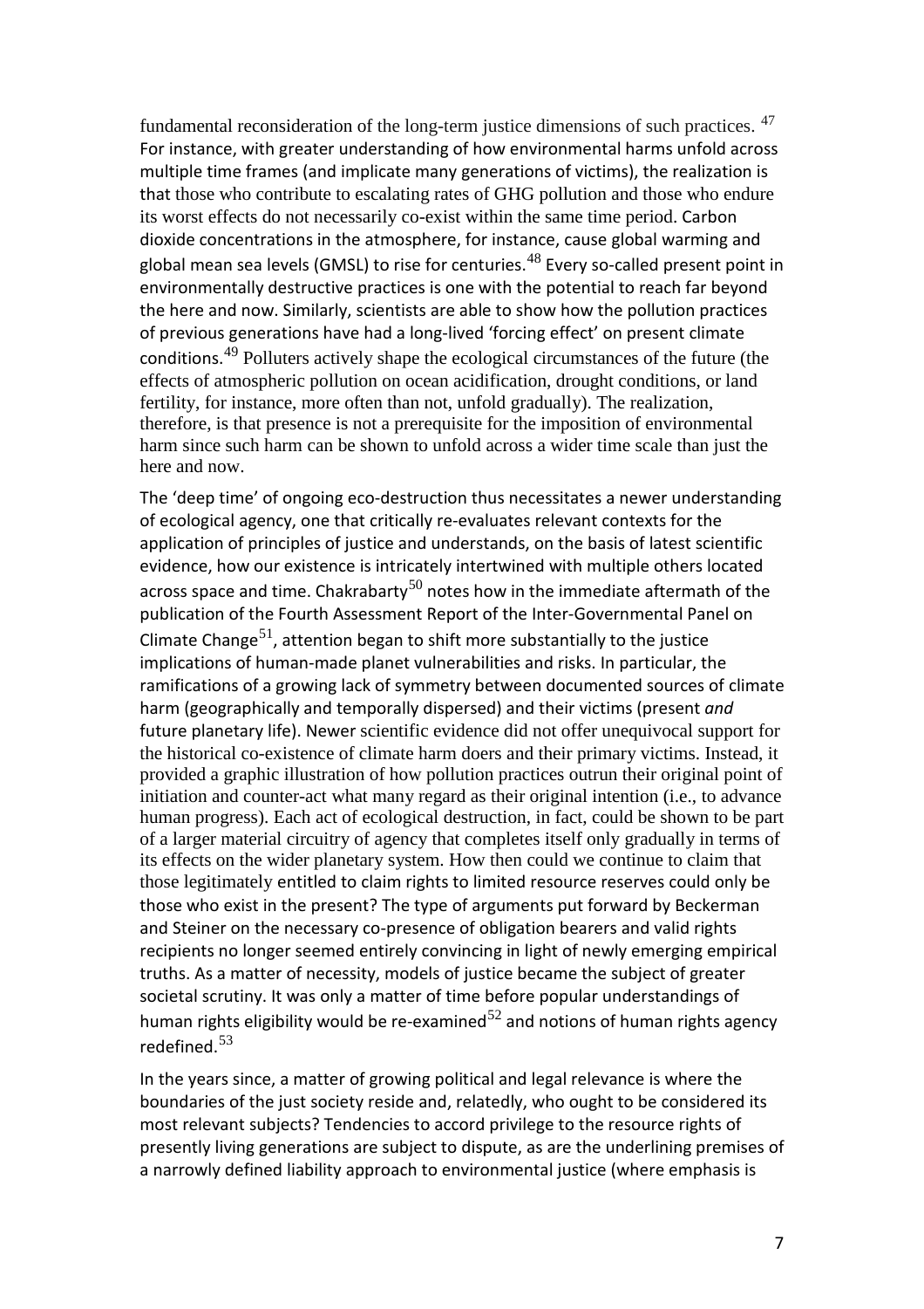fundamental reconsideration of the long-term justice dimensions of such practices. [47] For instance, with greater understanding of how environmental harms unfold across multiple time frames (and implicate many generations of victims), the realization is that those who contribute to escalating rates of GHG pollution and those who endure its worst effects do not necessarily co-exist within the same time period. Carbon dioxide concentrations in the atmosphere, for instance, cause global warming and global mean sea levels (GMSL) to rise for centuries.[48] Every so-called present point in environmentally destructive practices is one with the potential to reach far beyond the here and now. Similarly, scientists are able to show how the pollution practices of previous generations have had a long-lived 'forcing effect' on present climate conditions.[49] Polluters actively shape the ecological circumstances of the future (the effects of atmospheric pollution on ocean acidification, drought conditions, or land fertility, for instance, more often than not, unfold gradually). The realization, therefore, is that presence is not a prerequisite for the imposition of environmental harm since such harm can be shown to unfold across a wider time scale than just the here and now.

The 'deep time' of ongoing eco-destruction thus necessitates a newer understanding of ecological agency, one that critically re-evaluates relevant contexts for the application of principles of justice and understands, on the basis of latest scientific evidence, how our existence is intricately intertwined with multiple others located across space and time. Chakrabarty[50] notes how in the immediate aftermath of the publication of the Fourth Assessment Report of the Inter-Governmental Panel on Climate Change[51], attention began to shift more substantially to the justice implications of human-made planet vulnerabilities and risks. In particular, the ramifications of a growing lack of symmetry between documented sources of climate harm (geographically and temporally dispersed) and their victims (present *and* future planetary life). Newer scientific evidence did not offer unequivocal support for the historical co-existence of climate harm doers and their primary victims. Instead, it provided a graphic illustration of how pollution practices outrun their original point of initiation and counter-act what many regard as their original intention (i.e., to advance human progress). Each act of ecological destruction, in fact, could be shown to be part of a larger material circuitry of agency that completes itself only gradually in terms of its effects on the wider planetary system. How then could we continue to claim that those legitimately entitled to claim rights to limited resource reserves could only be those who exist in the present? The type of arguments put forward by Beckerman and Steiner on the necessary co-presence of obligation bearers and valid rights recipients no longer seemed entirely convincing in light of newly emerging empirical truths. As a matter of necessity, models of justice became the subject of greater societal scrutiny. It was only a matter of time before popular understandings of human rights eligibility would be re-examined[52] and notions of human rights agency redefined.[53]

In the years since, a matter of growing political and legal relevance is where the boundaries of the just society reside and, relatedly, who ought to be considered its most relevant subjects? Tendencies to accord privilege to the resource rights of presently living generations are subject to dispute, as are the underlining premises of a narrowly defined liability approach to environmental justice (where emphasis is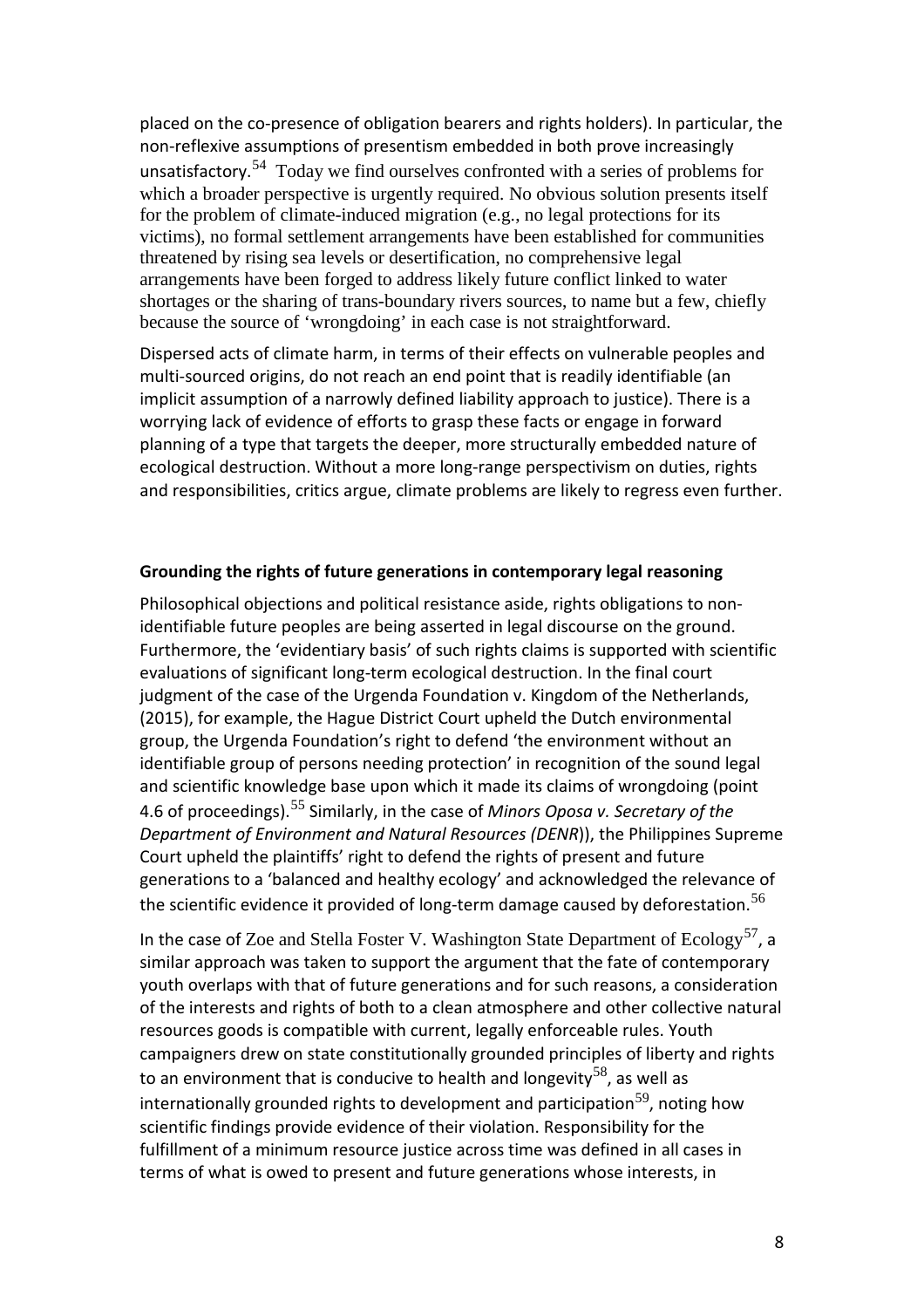placed on the co-presence of obligation bearers and rights holders). In particular, the non-reflexive assumptions of presentism embedded in both prove increasingly unsatisfactory.[54] Today we find ourselves confronted with a series of problems for which a broader perspective is urgently required. No obvious solution presents itself for the problem of climate-induced migration (e.g., no legal protections for its victims), no formal settlement arrangements have been established for communities threatened by rising sea levels or desertification, no comprehensive legal arrangements have been forged to address likely future conflict linked to water shortages or the sharing of trans-boundary rivers sources, to name but a few, chiefly because the source of 'wrongdoing' in each case is not straightforward.

Dispersed acts of climate harm, in terms of their effects on vulnerable peoples and multi-sourced origins, do not reach an end point that is readily identifiable (an implicit assumption of a narrowly defined liability approach to justice). There is a worrying lack of evidence of efforts to grasp these facts or engage in forward planning of a type that targets the deeper, more structurally embedded nature of ecological destruction. Without a more long-range perspectivism on duties, rights and responsibilities, critics argue, climate problems are likely to regress even further.

**Grounding the rights of future generations in contemporary legal reasoning**

Philosophical objections and political resistance aside, rights obligations to non-identifiable future peoples are being asserted in legal discourse on the ground. Furthermore, the 'evidentiary basis' of such rights claims is supported with scientific evaluations of significant long-term ecological destruction. In the final court judgment of the case of the Urgenda Foundation v. Kingdom of the Netherlands, (2015), for example, the Hague District Court upheld the Dutch environmental group, the Urgenda Foundation's right to defend 'the environment without an identifiable group of persons needing protection' in recognition of the sound legal and scientific knowledge base upon which it made its claims of wrongdoing (point 4.6 of proceedings).[55] Similarly, in the case of *Minors Oposa v. Secretary of the Department of Environment and Natural Resources (DENR*)), the Philippines Supreme Court upheld the plaintiffs' right to defend the rights of present and future generations to a 'balanced and healthy ecology' and acknowledged the relevance of the scientific evidence it provided of long-term damage caused by deforestation.[56]

In the case of Zoe and Stella Foster V. Washington State Department of Ecology[57], a similar approach was taken to support the argument that the fate of contemporary youth overlaps with that of future generations and for such reasons, a consideration of the interests and rights of both to a clean atmosphere and other collective natural resources goods is compatible with current, legally enforceable rules. Youth campaigners drew on state constitutionally grounded principles of liberty and rights to an environment that is conducive to health and longevity[58], as well as internationally grounded rights to development and participation[59], noting how scientific findings provide evidence of their violation. Responsibility for the fulfillment of a minimum resource justice across time was defined in all cases in terms of what is owed to present and future generations whose interests, in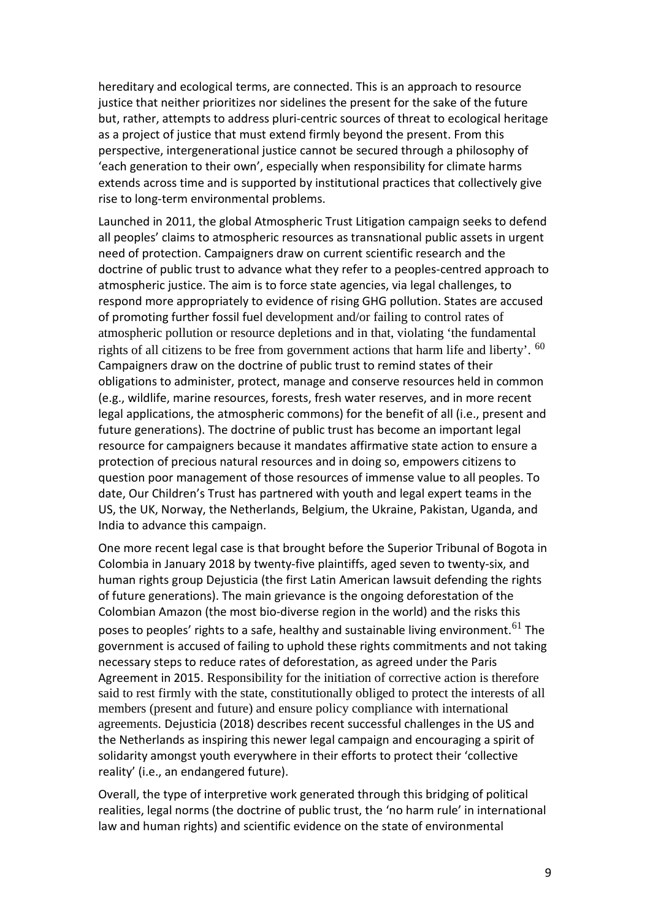hereditary and ecological terms, are connected. This is an approach to resource justice that neither prioritizes nor sidelines the present for the sake of the future but, rather, attempts to address pluri-centric sources of threat to ecological heritage as a project of justice that must extend firmly beyond the present. From this perspective, intergenerational justice cannot be secured through a philosophy of 'each generation to their own', especially when responsibility for climate harms extends across time and is supported by institutional practices that collectively give rise to long-term environmental problems.

Launched in 2011, the global Atmospheric Trust Litigation campaign seeks to defend all peoples' claims to atmospheric resources as transnational public assets in urgent need of protection. Campaigners draw on current scientific research and the doctrine of public trust to advance what they refer to a peoples-centred approach to atmospheric justice. The aim is to force state agencies, via legal challenges, to respond more appropriately to evidence of rising GHG pollution. States are accused of promoting further fossil fuel development and/or failing to control rates of atmospheric pollution or resource depletions and in that, violating 'the fundamental rights of all citizens to be free from government actions that harm life and liberty'. [60] Campaigners draw on the doctrine of public trust to remind states of their obligations to administer, protect, manage and conserve resources held in common (e.g., wildlife, marine resources, forests, fresh water reserves, and in more recent legal applications, the atmospheric commons) for the benefit of all (i.e., present and future generations). The doctrine of public trust has become an important legal resource for campaigners because it mandates affirmative state action to ensure a protection of precious natural resources and in doing so, empowers citizens to question poor management of those resources of immense value to all peoples. To date, Our Children's Trust has partnered with youth and legal expert teams in the US, the UK, Norway, the Netherlands, Belgium, the Ukraine, Pakistan, Uganda, and India to advance this campaign.

One more recent legal case is that brought before the Superior Tribunal of Bogota in Colombia in January 2018 by twenty-five plaintiffs, aged seven to twenty-six, and human rights group Dejusticia (the first Latin American lawsuit defending the rights of future generations). The main grievance is the ongoing deforestation of the Colombian Amazon (the most bio-diverse region in the world) and the risks this poses to peoples' rights to a safe, healthy and sustainable living environment.[61] The government is accused of failing to uphold these rights commitments and not taking necessary steps to reduce rates of deforestation, as agreed under the Paris Agreement in 2015. Responsibility for the initiation of corrective action is therefore said to rest firmly with the state, constitutionally obliged to protect the interests of all members (present and future) and ensure policy compliance with international agreements. Dejusticia (2018) describes recent successful challenges in the US and the Netherlands as inspiring this newer legal campaign and encouraging a spirit of solidarity amongst youth everywhere in their efforts to protect their 'collective reality' (i.e., an endangered future).

Overall, the type of interpretive work generated through this bridging of political realities, legal norms (the doctrine of public trust, the 'no harm rule' in international law and human rights) and scientific evidence on the state of environmental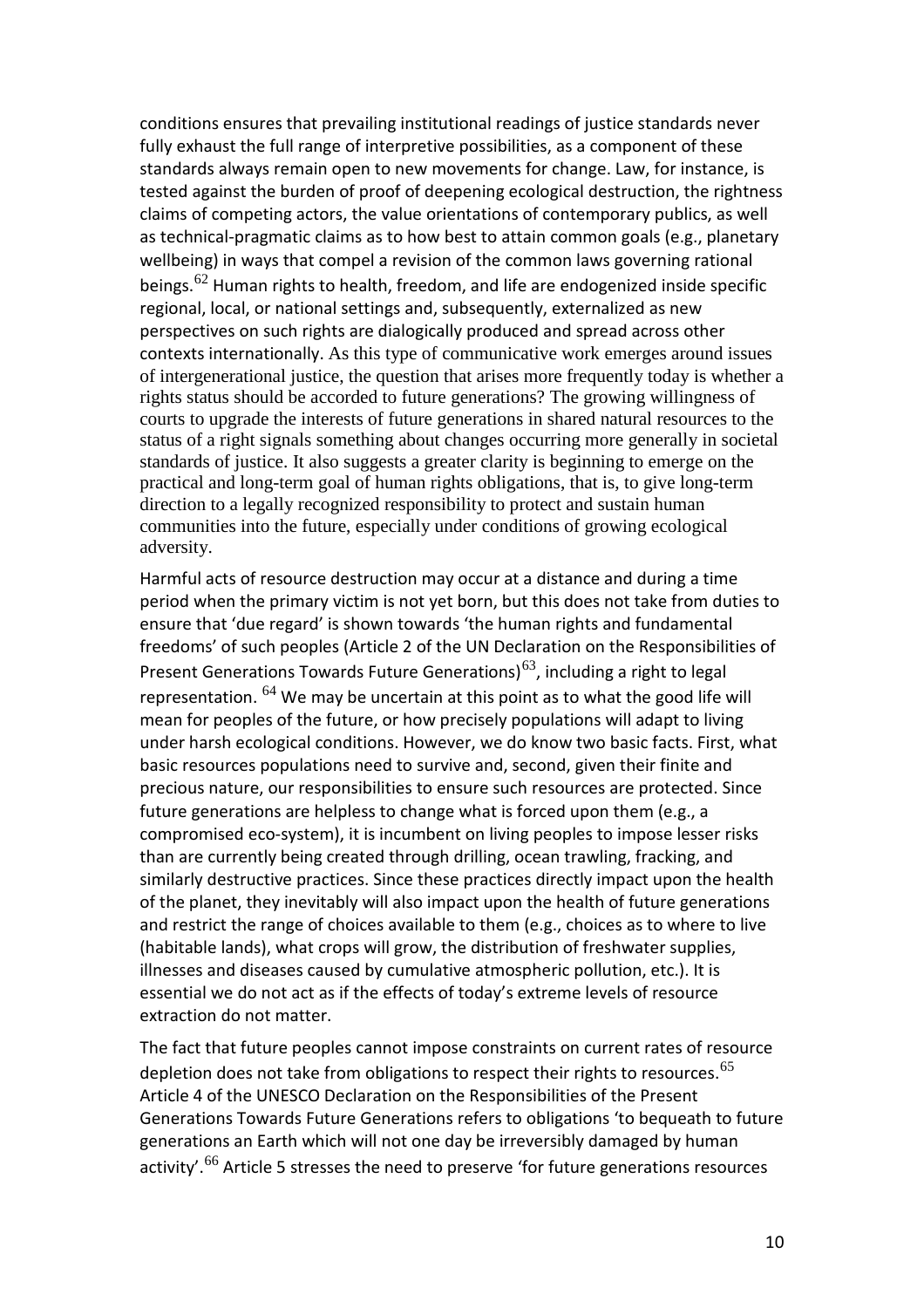conditions ensures that prevailing institutional readings of justice standards never fully exhaust the full range of interpretive possibilities, as a component of these standards always remain open to new movements for change. Law, for instance, is tested against the burden of proof of deepening ecological destruction, the rightness claims of competing actors, the value orientations of contemporary publics, as well as technical-pragmatic claims as to how best to attain common goals (e.g., planetary wellbeing) in ways that compel a revision of the common laws governing rational beings.[62] Human rights to health, freedom, and life are endogenized inside specific regional, local, or national settings and, subsequently, externalized as new perspectives on such rights are dialogically produced and spread across other contexts internationally. As this type of communicative work emerges around issues of intergenerational justice, the question that arises more frequently today is whether a rights status should be accorded to future generations? The growing willingness of courts to upgrade the interests of future generations in shared natural resources to the status of a right signals something about changes occurring more generally in societal standards of justice. It also suggests a greater clarity is beginning to emerge on the practical and long-term goal of human rights obligations, that is, to give long-term direction to a legally recognized responsibility to protect and sustain human communities into the future, especially under conditions of growing ecological adversity.

Harmful acts of resource destruction may occur at a distance and during a time period when the primary victim is not yet born, but this does not take from duties to ensure that 'due regard' is shown towards 'the human rights and fundamental freedoms' of such peoples (Article 2 of the UN Declaration on the Responsibilities of Present Generations Towards Future Generations)[63], including a right to legal representation. [64] We may be uncertain at this point as to what the good life will mean for peoples of the future, or how precisely populations will adapt to living under harsh ecological conditions. However, we do know two basic facts. First, what basic resources populations need to survive and, second, given their finite and precious nature, our responsibilities to ensure such resources are protected. Since future generations are helpless to change what is forced upon them (e.g., a compromised eco-system), it is incumbent on living peoples to impose lesser risks than are currently being created through drilling, ocean trawling, fracking, and similarly destructive practices. Since these practices directly impact upon the health of the planet, they inevitably will also impact upon the health of future generations and restrict the range of choices available to them (e.g., choices as to where to live (habitable lands), what crops will grow, the distribution of freshwater supplies, illnesses and diseases caused by cumulative atmospheric pollution, etc.). It is essential we do not act as if the effects of today's extreme levels of resource extraction do not matter.

The fact that future peoples cannot impose constraints on current rates of resource depletion does not take from obligations to respect their rights to resources.[65] Article 4 of the UNESCO Declaration on the Responsibilities of the Present Generations Towards Future Generations refers to obligations 'to bequeath to future generations an Earth which will not one day be irreversibly damaged by human activity'.[66] Article 5 stresses the need to preserve 'for future generations resources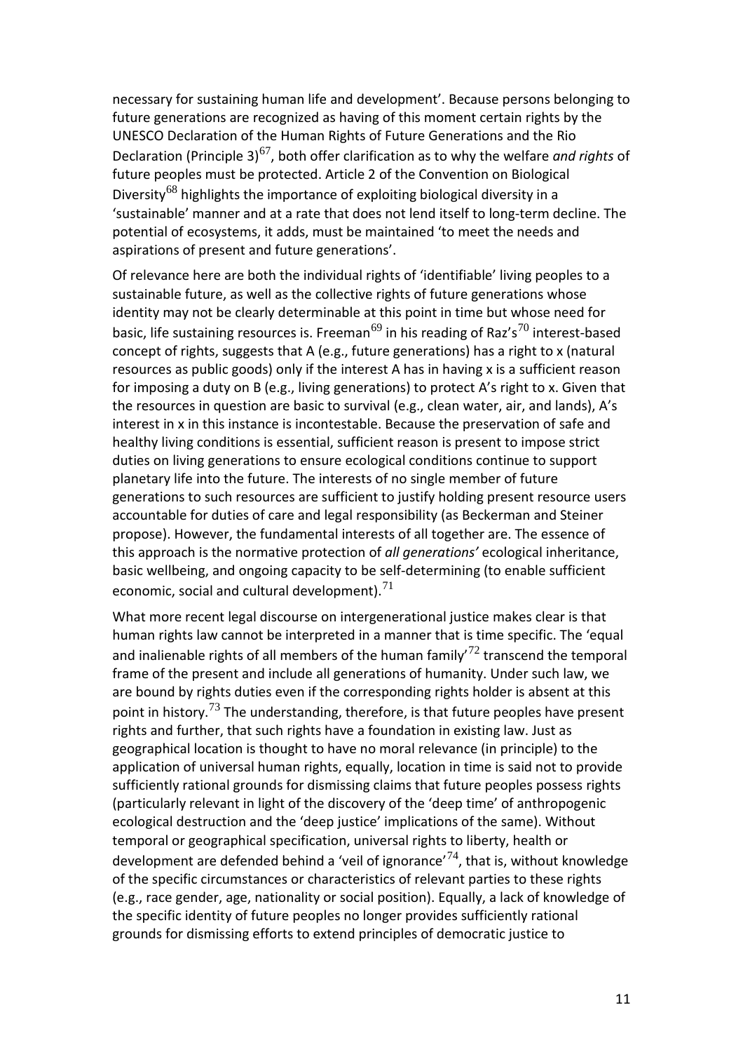necessary for sustaining human life and development'. Because persons belonging to future generations are recognized as having of this moment certain rights by the UNESCO Declaration of the Human Rights of Future Generations and the Rio Declaration (Principle 3)[67], both offer clarification as to why the welfare *and rights* of future peoples must be protected. Article 2 of the Convention on Biological Diversity[68] highlights the importance of exploiting biological diversity in a 'sustainable' manner and at a rate that does not lend itself to long-term decline. The potential of ecosystems, it adds, must be maintained 'to meet the needs and aspirations of present and future generations'.

Of relevance here are both the individual rights of 'identifiable' living peoples to a sustainable future, as well as the collective rights of future generations whose identity may not be clearly determinable at this point in time but whose need for basic, life sustaining resources is. Freeman[69] in his reading of Raz's[70] interest-based concept of rights, suggests that A (e.g., future generations) has a right to x (natural resources as public goods) only if the interest A has in having x is a sufficient reason for imposing a duty on B (e.g., living generations) to protect A's right to x. Given that the resources in question are basic to survival (e.g., clean water, air, and lands), A's interest in x in this instance is incontestable. Because the preservation of safe and healthy living conditions is essential, sufficient reason is present to impose strict duties on living generations to ensure ecological conditions continue to support planetary life into the future. The interests of no single member of future generations to such resources are sufficient to justify holding present resource users accountable for duties of care and legal responsibility (as Beckerman and Steiner propose). However, the fundamental interests of all together are. The essence of this approach is the normative protection of *all generations'* ecological inheritance, basic wellbeing, and ongoing capacity to be self-determining (to enable sufficient economic, social and cultural development).[71]

What more recent legal discourse on intergenerational justice makes clear is that human rights law cannot be interpreted in a manner that is time specific. The 'equal and inalienable rights of all members of the human family'[72] transcend the temporal frame of the present and include all generations of humanity. Under such law, we are bound by rights duties even if the corresponding rights holder is absent at this point in history.[73] The understanding, therefore, is that future peoples have present rights and further, that such rights have a foundation in existing law. Just as geographical location is thought to have no moral relevance (in principle) to the application of universal human rights, equally, location in time is said not to provide sufficiently rational grounds for dismissing claims that future peoples possess rights (particularly relevant in light of the discovery of the 'deep time' of anthropogenic ecological destruction and the 'deep justice' implications of the same). Without temporal or geographical specification, universal rights to liberty, health or development are defended behind a 'veil of ignorance'[74], that is, without knowledge of the specific circumstances or characteristics of relevant parties to these rights (e.g., race gender, age, nationality or social position). Equally, a lack of knowledge of the specific identity of future peoples no longer provides sufficiently rational grounds for dismissing efforts to extend principles of democratic justice to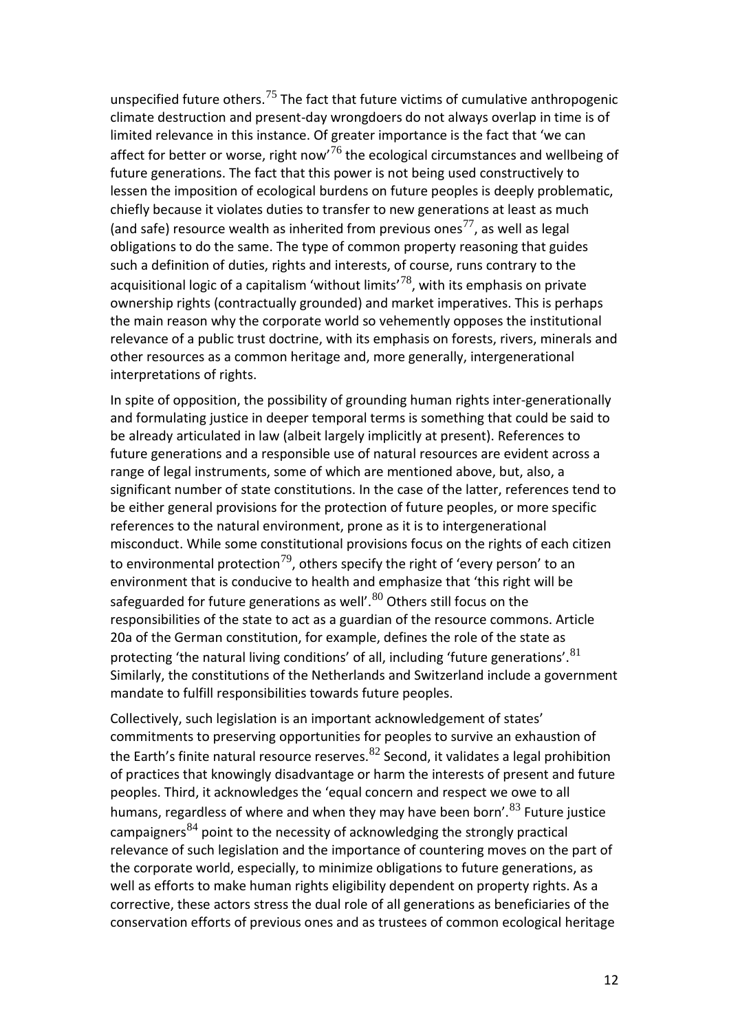unspecified future others.[75] The fact that future victims of cumulative anthropogenic climate destruction and present-day wrongdoers do not always overlap in time is of limited relevance in this instance. Of greater importance is the fact that 'we can affect for better or worse, right now'[76] the ecological circumstances and wellbeing of future generations. The fact that this power is not being used constructively to lessen the imposition of ecological burdens on future peoples is deeply problematic, chiefly because it violates duties to transfer to new generations at least as much (and safe) resource wealth as inherited from previous ones[77], as well as legal obligations to do the same. The type of common property reasoning that guides such a definition of duties, rights and interests, of course, runs contrary to the acquisitional logic of a capitalism 'without limits'[78], with its emphasis on private ownership rights (contractually grounded) and market imperatives. This is perhaps the main reason why the corporate world so vehemently opposes the institutional relevance of a public trust doctrine, with its emphasis on forests, rivers, minerals and other resources as a common heritage and, more generally, intergenerational interpretations of rights.

In spite of opposition, the possibility of grounding human rights inter-generationally and formulating justice in deeper temporal terms is something that could be said to be already articulated in law (albeit largely implicitly at present). References to future generations and a responsible use of natural resources are evident across a range of legal instruments, some of which are mentioned above, but, also, a significant number of state constitutions. In the case of the latter, references tend to be either general provisions for the protection of future peoples, or more specific references to the natural environment, prone as it is to intergenerational misconduct. While some constitutional provisions focus on the rights of each citizen to environmental protection[79], others specify the right of 'every person' to an environment that is conducive to health and emphasize that 'this right will be safeguarded for future generations as well'.[80] Others still focus on the responsibilities of the state to act as a guardian of the resource commons. Article 20a of the German constitution, for example, defines the role of the state as protecting 'the natural living conditions' of all, including 'future generations'.[81] Similarly, the constitutions of the Netherlands and Switzerland include a government mandate to fulfill responsibilities towards future peoples.

Collectively, such legislation is an important acknowledgement of states' commitments to preserving opportunities for peoples to survive an exhaustion of the Earth's finite natural resource reserves.[82] Second, it validates a legal prohibition of practices that knowingly disadvantage or harm the interests of present and future peoples. Third, it acknowledges the 'equal concern and respect we owe to all humans, regardless of where and when they may have been born'.[83] Future justice campaigners[84] point to the necessity of acknowledging the strongly practical relevance of such legislation and the importance of countering moves on the part of the corporate world, especially, to minimize obligations to future generations, as well as efforts to make human rights eligibility dependent on property rights. As a corrective, these actors stress the dual role of all generations as beneficiaries of the conservation efforts of previous ones and as trustees of common ecological heritage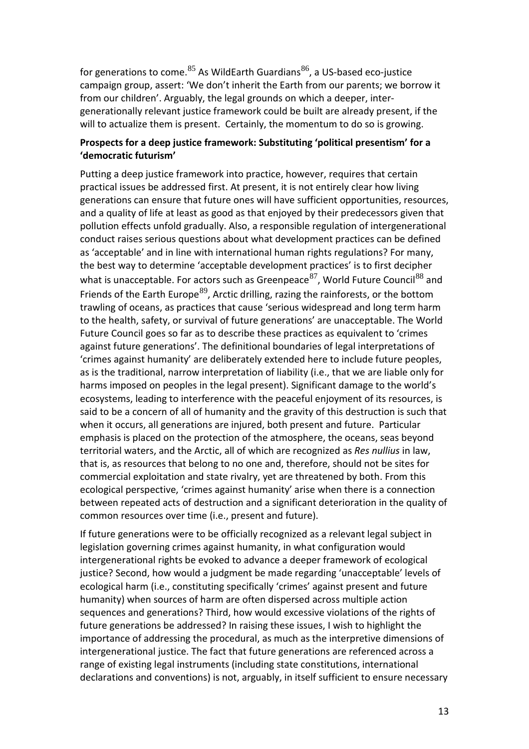for generations to come.[85] As WildEarth Guardians[86], a US-based eco-justice campaign group, assert: 'We don't inherit the Earth from our parents; we borrow it from our children'. Arguably, the legal grounds on which a deeper, inter-generationally relevant justice framework could be built are already present, if the will to actualize them is present. Certainly, the momentum to do so is growing.

**Prospects for a deep justice framework: Substituting 'political presentism' for a 'democratic futurism'**

Putting a deep justice framework into practice, however, requires that certain practical issues be addressed first. At present, it is not entirely clear how living generations can ensure that future ones will have sufficient opportunities, resources, and a quality of life at least as good as that enjoyed by their predecessors given that pollution effects unfold gradually. Also, a responsible regulation of intergenerational conduct raises serious questions about what development practices can be defined as 'acceptable' and in line with international human rights regulations? For many, the best way to determine 'acceptable development practices' is to first decipher what is unacceptable. For actors such as Greenpeace[87], World Future Council[88] and Friends of the Earth Europe[89], Arctic drilling, razing the rainforests, or the bottom trawling of oceans, as practices that cause 'serious widespread and long term harm to the health, safety, or survival of future generations' are unacceptable. The World Future Council goes so far as to describe these practices as equivalent to 'crimes against future generations'. The definitional boundaries of legal interpretations of 'crimes against humanity' are deliberately extended here to include future peoples, as is the traditional, narrow interpretation of liability (i.e., that we are liable only for harms imposed on peoples in the legal present). Significant damage to the world's ecosystems, leading to interference with the peaceful enjoyment of its resources, is said to be a concern of all of humanity and the gravity of this destruction is such that when it occurs, all generations are injured, both present and future. Particular emphasis is placed on the protection of the atmosphere, the oceans, seas beyond territorial waters, and the Arctic, all of which are recognized as *Res nullius* in law, that is, as resources that belong to no one and, therefore, should not be sites for commercial exploitation and state rivalry, yet are threatened by both. From this ecological perspective, 'crimes against humanity' arise when there is a connection between repeated acts of destruction and a significant deterioration in the quality of common resources over time (i.e., present and future).

If future generations were to be officially recognized as a relevant legal subject in legislation governing crimes against humanity, in what configuration would intergenerational rights be evoked to advance a deeper framework of ecological justice? Second, how would a judgment be made regarding 'unacceptable' levels of ecological harm (i.e., constituting specifically 'crimes' against present and future humanity) when sources of harm are often dispersed across multiple action sequences and generations? Third, how would excessive violations of the rights of future generations be addressed? In raising these issues, I wish to highlight the importance of addressing the procedural, as much as the interpretive dimensions of intergenerational justice. The fact that future generations are referenced across a range of existing legal instruments (including state constitutions, international declarations and conventions) is not, arguably, in itself sufficient to ensure necessary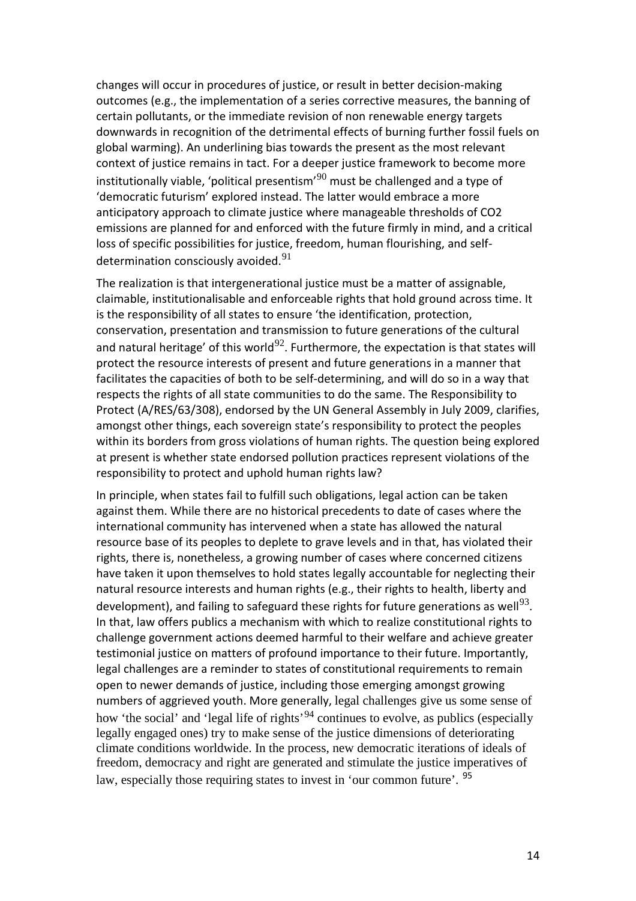changes will occur in procedures of justice, or result in better decision-making outcomes (e.g., the implementation of a series corrective measures, the banning of certain pollutants, or the immediate revision of non renewable energy targets downwards in recognition of the detrimental effects of burning further fossil fuels on global warming). An underlining bias towards the present as the most relevant context of justice remains in tact. For a deeper justice framework to become more institutionally viable, 'political presentism'[90] must be challenged and a type of 'democratic futurism' explored instead. The latter would embrace a more anticipatory approach to climate justice where manageable thresholds of $CO_2$ emissions are planned for and enforced with the future firmly in mind, and a critical loss of specific possibilities for justice, freedom, human flourishing, and self-determination consciously avoided.[91]

The realization is that intergenerational justice must be a matter of assignable, claimable, institutionalisable and enforceable rights that hold ground across time. It is the responsibility of all states to ensure 'the identification, protection, conservation, presentation and transmission to future generations of the cultural and natural heritage' of this world[92]. Furthermore, the expectation is that states will protect the resource interests of present and future generations in a manner that facilitates the capacities of both to be self-determining, and will do so in a way that respects the rights of all state communities to do the same. The Responsibility to Protect (A/RES/63/308), endorsed by the UN General Assembly in July 2009, clarifies, amongst other things, each sovereign state's responsibility to protect the peoples within its borders from gross violations of human rights. The question being explored at present is whether state endorsed pollution practices represent violations of the responsibility to protect and uphold human rights law?

In principle, when states fail to fulfill such obligations, legal action can be taken against them. While there are no historical precedents to date of cases where the international community has intervened when a state has allowed the natural resource base of its peoples to deplete to grave levels and in that, has violated their rights, there is, nonetheless, a growing number of cases where concerned citizens have taken it upon themselves to hold states legally accountable for neglecting their natural resource interests and human rights (e.g., their rights to health, liberty and development), and failing to safeguard these rights for future generations as well[93]. In that, law offers publics a mechanism with which to realize constitutional rights to challenge government actions deemed harmful to their welfare and achieve greater testimonial justice on matters of profound importance to their future. Importantly, legal challenges are a reminder to states of constitutional requirements to remain open to newer demands of justice, including those emerging amongst growing numbers of aggrieved youth. More generally, legal challenges give us some sense of how 'the social' and 'legal life of rights'[94] continues to evolve, as publics (especially legally engaged ones) try to make sense of the justice dimensions of deteriorating climate conditions worldwide. In the process, new democratic iterations of ideals of freedom, democracy and right are generated and stimulate the justice imperatives of law, especially those requiring states to invest in 'our common future'. [95]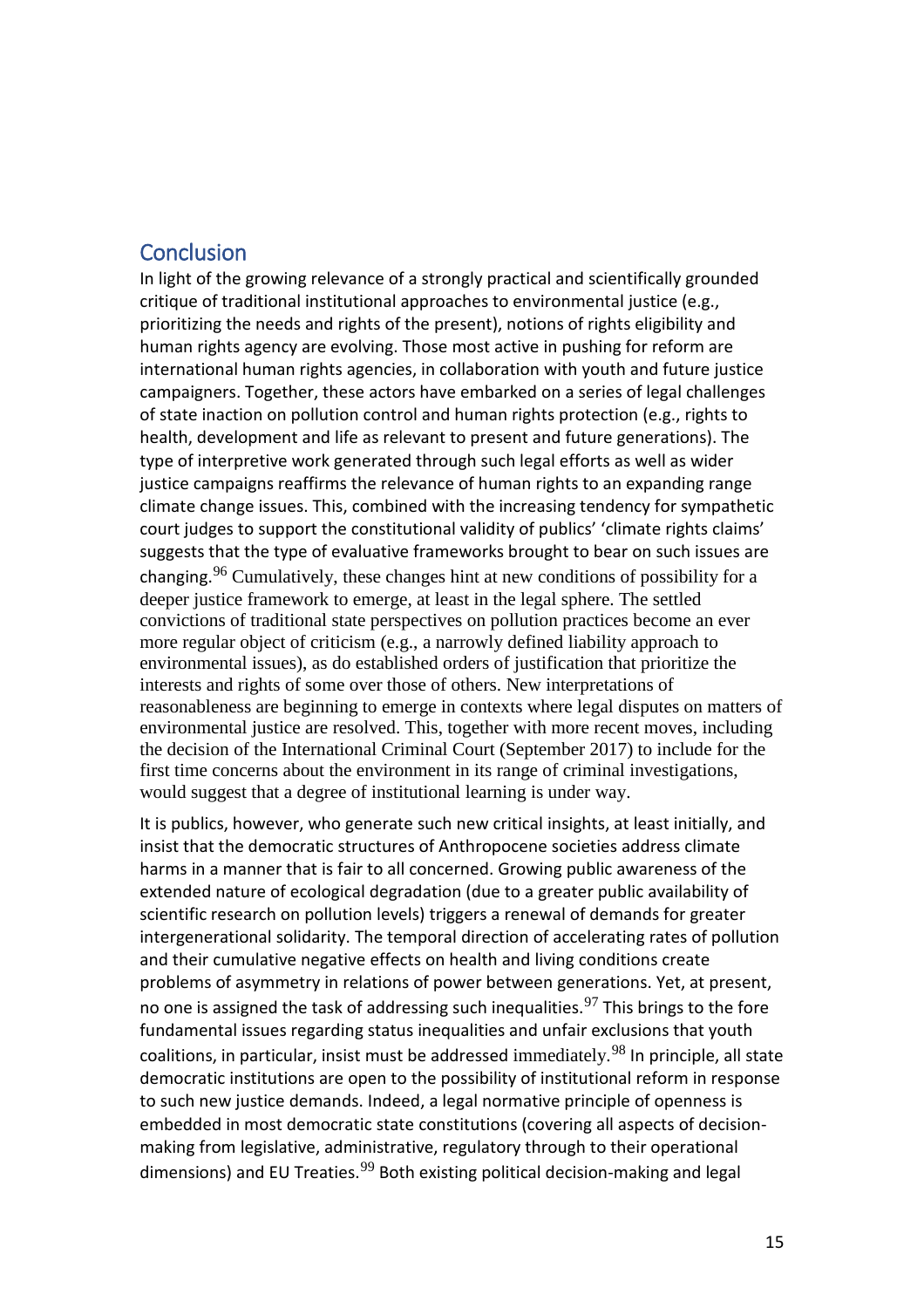## Conclusion

In light of the growing relevance of a strongly practical and scientifically grounded critique of traditional institutional approaches to environmental justice (e.g., prioritizing the needs and rights of the present), notions of rights eligibility and human rights agency are evolving. Those most active in pushing for reform are international human rights agencies, in collaboration with youth and future justice campaigners. Together, these actors have embarked on a series of legal challenges of state inaction on pollution control and human rights protection (e.g., rights to health, development and life as relevant to present and future generations). The type of interpretive work generated through such legal efforts as well as wider justice campaigns reaffirms the relevance of human rights to an expanding range climate change issues. This, combined with the increasing tendency for sympathetic court judges to support the constitutional validity of publics' 'climate rights claims' suggests that the type of evaluative frameworks brought to bear on such issues are changing.[96] Cumulatively, these changes hint at new conditions of possibility for a deeper justice framework to emerge, at least in the legal sphere. The settled convictions of traditional state perspectives on pollution practices become an ever more regular object of criticism (e.g., a narrowly defined liability approach to environmental issues), as do established orders of justification that prioritize the interests and rights of some over those of others. New interpretations of reasonableness are beginning to emerge in contexts where legal disputes on matters of environmental justice are resolved. This, together with more recent moves, including the decision of the International Criminal Court (September 2017) to include for the first time concerns about the environment in its range of criminal investigations, would suggest that a degree of institutional learning is under way.

It is publics, however, who generate such new critical insights, at least initially, and insist that the democratic structures of Anthropocene societies address climate harms in a manner that is fair to all concerned. Growing public awareness of the extended nature of ecological degradation (due to a greater public availability of scientific research on pollution levels) triggers a renewal of demands for greater intergenerational solidarity. The temporal direction of accelerating rates of pollution and their cumulative negative effects on health and living conditions create problems of asymmetry in relations of power between generations. Yet, at present, no one is assigned the task of addressing such inequalities.[97] This brings to the fore fundamental issues regarding status inequalities and unfair exclusions that youth coalitions, in particular, insist must be addressed immediately.[98] In principle, all state democratic institutions are open to the possibility of institutional reform in response to such new justice demands. Indeed, a legal normative principle of openness is embedded in most democratic state constitutions (covering all aspects of decision-making from legislative, administrative, regulatory through to their operational dimensions) and EU Treaties.[99] Both existing political decision-making and legal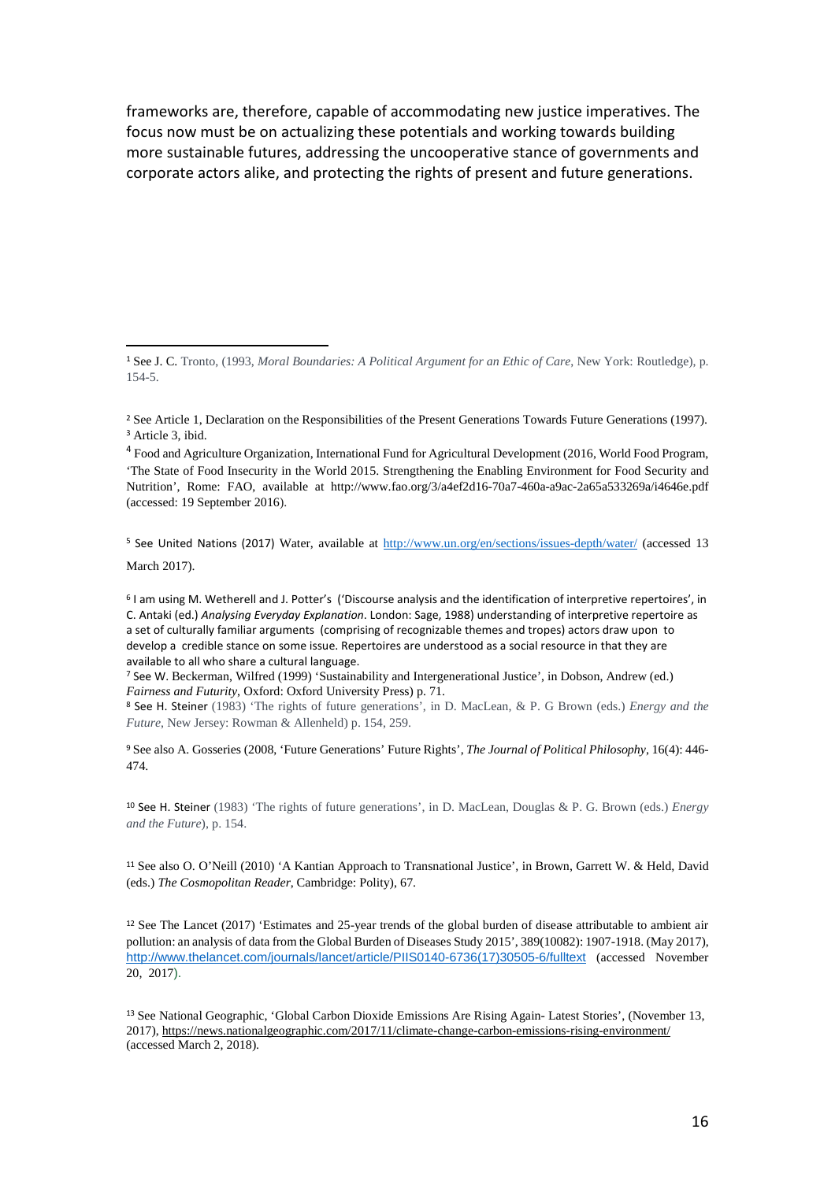frameworks are, therefore, capable of accommodating new justice imperatives. The focus now must be on actualizing these potentials and working towards building more sustainable futures, addressing the uncooperative stance of governments and corporate actors alike, and protecting the rights of present and future generations.

---

[1] See J. C. Tronto, (1993, *Moral Boundaries: A Political Argument for an Ethic of Care*, New York: Routledge), p. 154-5.

[2] See Article 1, Declaration on the Responsibilities of the Present Generations Towards Future Generations (1997).

[3] Article 3, ibid.

[4] Food and Agriculture Organization, International Fund for Agricultural Development (2016, World Food Program, 'The State of Food Insecurity in the World 2015. Strengthening the Enabling Environment for Food Security and Nutrition', Rome: FAO, available at http://www.fao.org/3/a4ef2d16-70a7-460a-a9ac-2a65a533269a/i4646e.pdf (accessed: 19 September 2016).

[5] See United Nations (2017) Water, available at http://www.un.org/en/sections/issues-depth/water/ (accessed 13 March 2017).

[6] I am using M. Wetherell and J. Potter's ('Discourse analysis and the identification of interpretive repertoires', in C. Antaki (ed.) *Analysing Everyday Explanation*. London: Sage, 1988) understanding of interpretive repertoire as a set of culturally familiar arguments (comprising of recognizable themes and tropes) actors draw upon to develop a credible stance on some issue. Repertoires are understood as a social resource in that they are available to all who share a cultural language.

[7] See W. Beckerman, Wilfred (1999) 'Sustainability and Intergenerational Justice', in Dobson, Andrew (ed.) *Fairness and Futurity*, Oxford: Oxford University Press) p. 71.

[8] See H. Steiner (1983) 'The rights of future generations', in D. MacLean, & P. G Brown (eds.) *Energy and the Future*, New Jersey: Rowman & Allenheld) p. 154, 259.

[9] See also A. Gosseries (2008, 'Future Generations' Future Rights', *The Journal of Political Philosophy*, 16(4): 446-474.

[10] See H. Steiner (1983) 'The rights of future generations', in D. MacLean, Douglas & P. G. Brown (eds.) *Energy and the Future*), p. 154.

[11] See also O. O'Neill (2010) 'A Kantian Approach to Transnational Justice', in Brown, Garrett W. & Held, David (eds.) *The Cosmopolitan Reader*, Cambridge: Polity), 67.

[12] See The Lancet (2017) 'Estimates and 25-year trends of the global burden of disease attributable to ambient air pollution: an analysis of data from the Global Burden of Diseases Study 2015', 389(10082): 1907-1918. (May 2017), http://www.thelancet.com/journals/lancet/article/PIIS0140-6736(17)30505-6/fulltext (accessed November 20, 2017).

[13] See National Geographic, 'Global Carbon Dioxide Emissions Are Rising Again- Latest Stories', (November 13, 2017), https://news.nationalgeographic.com/2017/11/climate-change-carbon-emissions-rising-environment/ (accessed March 2, 2018).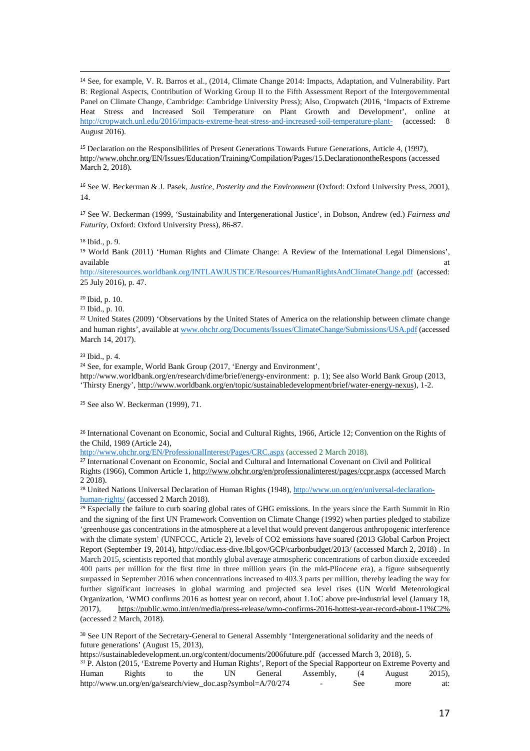[14] See, for example, V. R. Barros et al., (2014, Climate Change 2014: Impacts, Adaptation, and Vulnerability. Part B: Regional Aspects, Contribution of Working Group II to the Fifth Assessment Report of the Intergovernmental Panel on Climate Change, Cambridge: Cambridge University Press); Also, Cropwatch (2016, 'Impacts of Extreme Heat Stress and Increased Soil Temperature on Plant Growth and Development', online at http://cropwatch.unl.edu/2016/impacts-extreme-heat-stress-and-increased-soil-temperature-plant- (accessed: 8 August 2016).

[15] Declaration on the Responsibilities of Present Generations Towards Future Generations, Article 4, (1997), http://www.ohchr.org/EN/Issues/Education/Training/Compilation/Pages/15.DeclarationontheRespons (accessed March 2, 2018).

[16] See W. Beckerman & J. Pasek, *Justice, Posterity and the Environment* (Oxford: Oxford University Press, 2001), 14.

[17] See W. Beckerman (1999, 'Sustainability and Intergenerational Justice', in Dobson, Andrew (ed.) *Fairness and Futurity*, Oxford: Oxford University Press), 86-87.

[18] Ibid., p. 9.

[19] World Bank (2011) 'Human Rights and Climate Change: A Review of the International Legal Dimensions', available at http://siteresources.worldbank.org/INTLAWJUSTICE/Resources/HumanRightsAndClimateChange.pdf (accessed: 25 July 2016), p. 47.

[20] Ibid, p. 10.

[21] Ibid., p. 10.

[22] United States (2009) 'Observations by the United States of America on the relationship between climate change and human rights', available at www.ohchr.org/Documents/Issues/ClimateChange/Submissions/USA.pdf (accessed March 14, 2017).

[23] Ibid., p. 4.

[24] See, for example, World Bank Group (2017, 'Energy and Environment', http://www.worldbank.org/en/research/dime/brief/energy-environment: p. 1); See also World Bank Group (2013, 'Thirsty Energy', http://www.worldbank.org/en/topic/sustainabledevelopment/brief/water-energy-nexus), 1-2.

[25] See also W. Beckerman (1999), 71.

[26] International Covenant on Economic, Social and Cultural Rights, 1966, Article 12; Convention on the Rights of the Child, 1989 (Article 24), http://www.ohchr.org/EN/ProfessionalInterest/Pages/CRC.aspx (accessed 2 March 2018).

[27] International Covenant on Economic, Social and Cultural and International Covenant on Civil and Political Rights (1966), Common Article 1, http://www.ohchr.org/en/professionalinterest/pages/ccpr.aspx (accessed March 2 2018).

[28] United Nations Universal Declaration of Human Rights (1948), http://www.un.org/en/universal-declaration-human-rights/ (accessed 2 March 2018).

[29] Especially the failure to curb soaring global rates of GHG emissions. In the years since the Earth Summit in Rio and the signing of the first UN Framework Convention on Climate Change (1992) when parties pledged to stabilize 'greenhouse gas concentrations in the atmosphere at a level that would prevent dangerous anthropogenic interference with the climate system' (UNFCCC, Article 2), levels of CO2 emissions have soared (2013 Global Carbon Project Report (September 19, 2014), http://cdiac.ess-dive.lbl.gov/GCP/carbonbudget/2013/ (accessed March 2, 2018) . In March 2015, scientists reported that monthly global average atmospheric concentrations of carbon dioxide exceeded 400 parts per million for the first time in three million years (in the mid-Pliocene era), a figure subsequently surpassed in September 2016 when concentrations increased to 403.3 parts per million, thereby leading the way for further significant increases in global warming and projected sea level rises (UN World Meteorological Organization, 'WMO confirms 2016 as hottest year on record, about 1.1oC above pre-industrial level (January 18, 2017), https://public.wmo.int/en/media/press-release/wmo-confirms-2016-hottest-year-record-about-11%C2% (accessed 2 March, 2018).

[30] See UN Report of the Secretary-General to General Assembly 'Intergenerational solidarity and the needs of future generations' (August 15, 2013), https://sustainabledevelopment.un.org/content/documents/2006future.pdf (accessed March 3, 2018), 5.

[31] P. Alston (2015, 'Extreme Poverty and Human Rights', Report of the Special Rapporteur on Extreme Poverty and Human Rights to the UN General Assembly, (4 August 2015), http://www.un.org/en/ga/search/view_doc.asp?symbol=A/70/274 - See more at: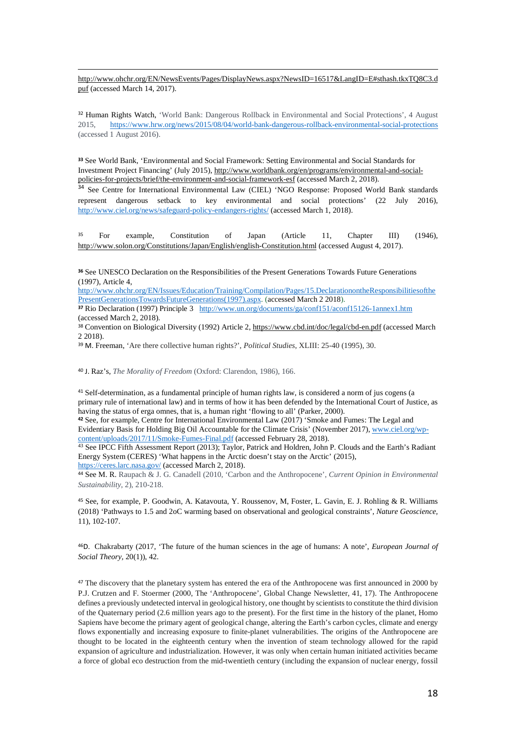http://www.ohchr.org/EN/NewsEvents/Pages/DisplayNews.aspx?NewsID=16517&LangID=E#sthash.tkxTQ8C3.dpuf (accessed March 14, 2017).

[32] Human Rights Watch, 'World Bank: Dangerous Rollback in Environmental and Social Protections', 4 August 2015, https://www.hrw.org/news/2015/08/04/world-bank-dangerous-rollback-environmental-social-protections (accessed 1 August 2016).

[33] See World Bank, 'Environmental and Social Framework: Setting Environmental and Social Standards for Investment Project Financing' (July 2015), http://www.worldbank.org/en/programs/environmental-and-social-policies-for-projects/brief/the-environment-and-social-framework-esf (accessed March 2, 2018).

[34] See Centre for International Environmental Law (CIEL) 'NGO Response: Proposed World Bank standards represent dangerous setback to key environmental and social protections' (22 July 2016), http://www.ciel.org/news/safeguard-policy-endangers-rights/ (accessed March 1, 2018).

[35] For example, Constitution of Japan (Article 11, Chapter III) (1946), http://www.solon.org/Constitutions/Japan/English/english-Constitution.html (accessed August 4, 2017).

[36] See UNESCO Declaration on the Responsibilities of the Present Generations Towards Future Generations (1997), Article 4, http://www.ohchr.org/EN/Issues/Education/Training/Compilation/Pages/15.DeclarationontheResponsibilitiesofthePresentGenerationsTowardsFutureGenerations(1997).aspx. (accessed March 2 2018).

[37] Rio Declaration (1997) Principle 3 http://www.un.org/documents/ga/conf151/aconf15126-1annex1.htm (accessed March 2, 2018).

[38] Convention on Biological Diversity (1992) Article 2, https://www.cbd.int/doc/legal/cbd-en.pdf (accessed March 2 2018).

[39] M. Freeman, 'Are there collective human rights?', *Political Studies*, XLIII: 25-40 (1995), 30.

[40] J. Raz's, *The Morality of Freedom* (Oxford: Clarendon, 1986), 166.

[41] Self-determination, as a fundamental principle of human rights law, is considered a norm of jus cogens (a primary rule of international law) and in terms of how it has been defended by the International Court of Justice, as having the status of erga omnes, that is, a human right 'flowing to all' (Parker, 2000).

[42] See, for example, Centre for International Environmental Law (2017) 'Smoke and Fumes: The Legal and Evidentiary Basis for Holding Big Oil Accountable for the Climate Crisis' (November 2017), www.ciel.org/wp-content/uploads/2017/11/Smoke-Fumes-Final.pdf (accessed February 28, 2018).

[43] See IPCC Fifth Assessment Report (2013); Taylor, Patrick and Holdren, John P. Clouds and the Earth's Radiant Energy System (CERES) 'What happens in the Arctic doesn't stay on the Arctic' (2015), https://ceres.larc.nasa.gov/ (accessed March 2, 2018).

[44] See M. R. Raupach & J. G. Canadell (2010, 'Carbon and the Anthropocene', *Current Opinion in Environmental Sustainability*, 2), 210-218.

[45] See, for example, P. Goodwin, A. Katavouta, Y. Roussenov, M, Foster, L. Gavin, E. J. Rohling & R. Williams (2018) 'Pathways to 1.5 and 2oC warming based on observational and geological constraints', *Nature Geoscience*, 11), 102-107.

[46] D. Chakrabarty (2017, 'The future of the human sciences in the age of humans: A note', *European Journal of Social Theory*, 20(1)), 42.

[47] The discovery that the planetary system has entered the era of the Anthropocene was first announced in 2000 by P.J. Crutzen and F. Stoermer (2000, The 'Anthropocene', Global Change Newsletter, 41, 17). The Anthropocene defines a previously undetected interval in geological history, one thought by scientists to constitute the third division of the Quaternary period (2.6 million years ago to the present). For the first time in the history of the planet, Homo Sapiens have become the primary agent of geological change, altering the Earth's carbon cycles, climate and energy flows exponentially and increasing exposure to finite-planet vulnerabilities. The origins of the Anthropocene are thought to be located in the eighteenth century when the invention of steam technology allowed for the rapid expansion of agriculture and industrialization. However, it was only when certain human initiated activities became a force of global eco destruction from the mid-twentieth century (including the expansion of nuclear energy, fossil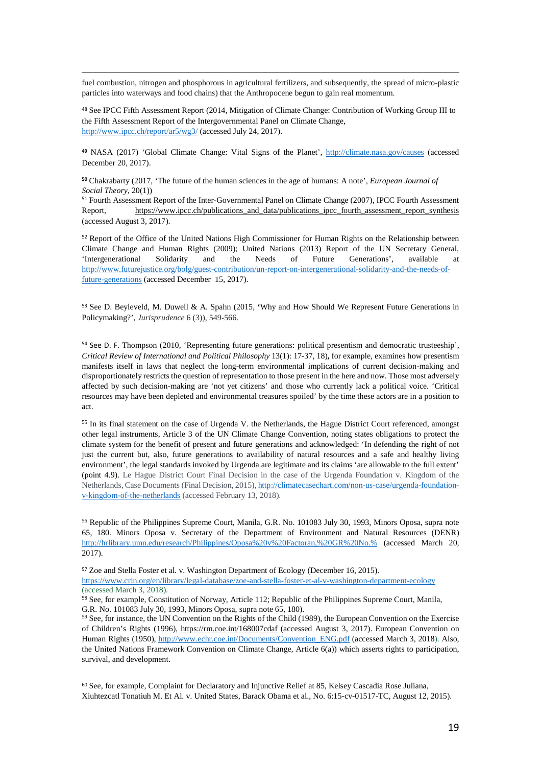fuel combustion, nitrogen and phosphorous in agricultural fertilizers, and subsequently, the spread of micro-plastic particles into waterways and food chains) that the Anthropocene begun to gain real momentum.

[48] See IPCC Fifth Assessment Report (2014, Mitigation of Climate Change: Contribution of Working Group III to the Fifth Assessment Report of the Intergovernmental Panel on Climate Change, http://www.ipcc.ch/report/ar5/wg3/ (accessed July 24, 2017).

[49] NASA (2017) 'Global Climate Change: Vital Signs of the Planet', http://climate.nasa.gov/causes (accessed December 20, 2017).

[50] Chakrabarty (2017, 'The future of the human sciences in the age of humans: A note', *European Journal of Social Theory,* 20(1))

[51] Fourth Assessment Report of the Inter-Governmental Panel on Climate Change (2007), IPCC Fourth Assessment Report, https://www.ipcc.ch/publications_and_data/publications_ipcc_fourth_assessment_report_synthesis (accessed August 3, 2017).

[52] Report of the Office of the United Nations High Commissioner for Human Rights on the Relationship between Climate Change and Human Rights (2009); United Nations (2013) Report of the UN Secretary General, 'Intergenerational Solidarity and the Needs of Future Generations', available at http://www.futurejustice.org/blog/guest-contribution/un-report-on-intergenerational-solidarity-and-the-needs-of-future-generations (accessed December 15, 2017).

[53] See D. Beyleveld, M. Duwell & A. Spahn (2015, 'Why and How Should We Represent Future Generations in Policymaking?', *Jurisprudence* 6 (3)), 549-566.

[54] See D. F. Thompson (2010, 'Representing future generations: political presentism and democratic trusteeship', *Critical Review of International and Political Philosophy* 13(1): 17-37, 18), for example, examines how presentism manifests itself in laws that neglect the long-term environmental implications of current decision-making and disproportionately restricts the question of representation to those present in the here and now. Those most adversely affected by such decision-making are 'not yet citizens' and those who currently lack a political voice. 'Critical resources may have been depleted and environmental treasures spoiled' by the time these actors are in a position to act.

[55] In its final statement on the case of Urgenda V. the Netherlands, the Hague District Court referenced, amongst other legal instruments, Article 3 of the UN Climate Change Convention, noting states obligations to protect the climate system for the benefit of present and future generations and acknowledged: 'In defending the right of not just the current but, also, future generations to availability of natural resources and a safe and healthy living environment', the legal standards invoked by Urgenda are legitimate and its claims 'are allowable to the full extent' (point 4.9). Le Hague District Court Final Decision in the case of the Urgenda Foundation v. Kingdom of the Netherlands, Case Documents (Final Decision, 2015), http://climatecasechart.com/non-us-case/urgenda-foundation-v-kingdom-of-the-netherlands (accessed February 13, 2018).

[56] Republic of the Philippines Supreme Court, Manila, G.R. No. 101083 July 30, 1993, Minors Oposa, supra note 65, 180. Minors Oposa v. Secretary of the Department of Environment and Natural Resources (DENR) http://hrlibrary.umn.edu/research/Philippines/Oposa%20v%20Factoran,%20GR%20No.% (accessed March 20, 2017).

[57] Zoe and Stella Foster et al. v. Washington Department of Ecology (December 16, 2015). https://www.crin.org/en/library/legal-database/zoe-and-stella-foster-et-al-v-washington-department-ecology (accessed March 3, 2018).

[58] See, for example, Constitution of Norway, Article 112; Republic of the Philippines Supreme Court, Manila, G.R. No. 101083 July 30, 1993, Minors Oposa, supra note 65, 180).

[59] See, for instance, the UN Convention on the Rights of the Child (1989), the European Convention on the Exercise of Children's Rights (1996), https://rm.coe.int/168007cdaf (accessed August 3, 2017). European Convention on Human Rights (1950), http://www.echr.coe.int/Documents/Convention_ENG.pdf (accessed March 3, 2018). Also, the United Nations Framework Convention on Climate Change, Article 6(a)) which asserts rights to participation, survival, and development.

[60] See, for example, Complaint for Declaratory and Injunctive Relief at 85, Kelsey Cascadia Rose Juliana, Xiuhtezcatl Tonatiuh M. Et Al. v. United States, Barack Obama et al., No. 6:15-cv-01517-TC, August 12, 2015).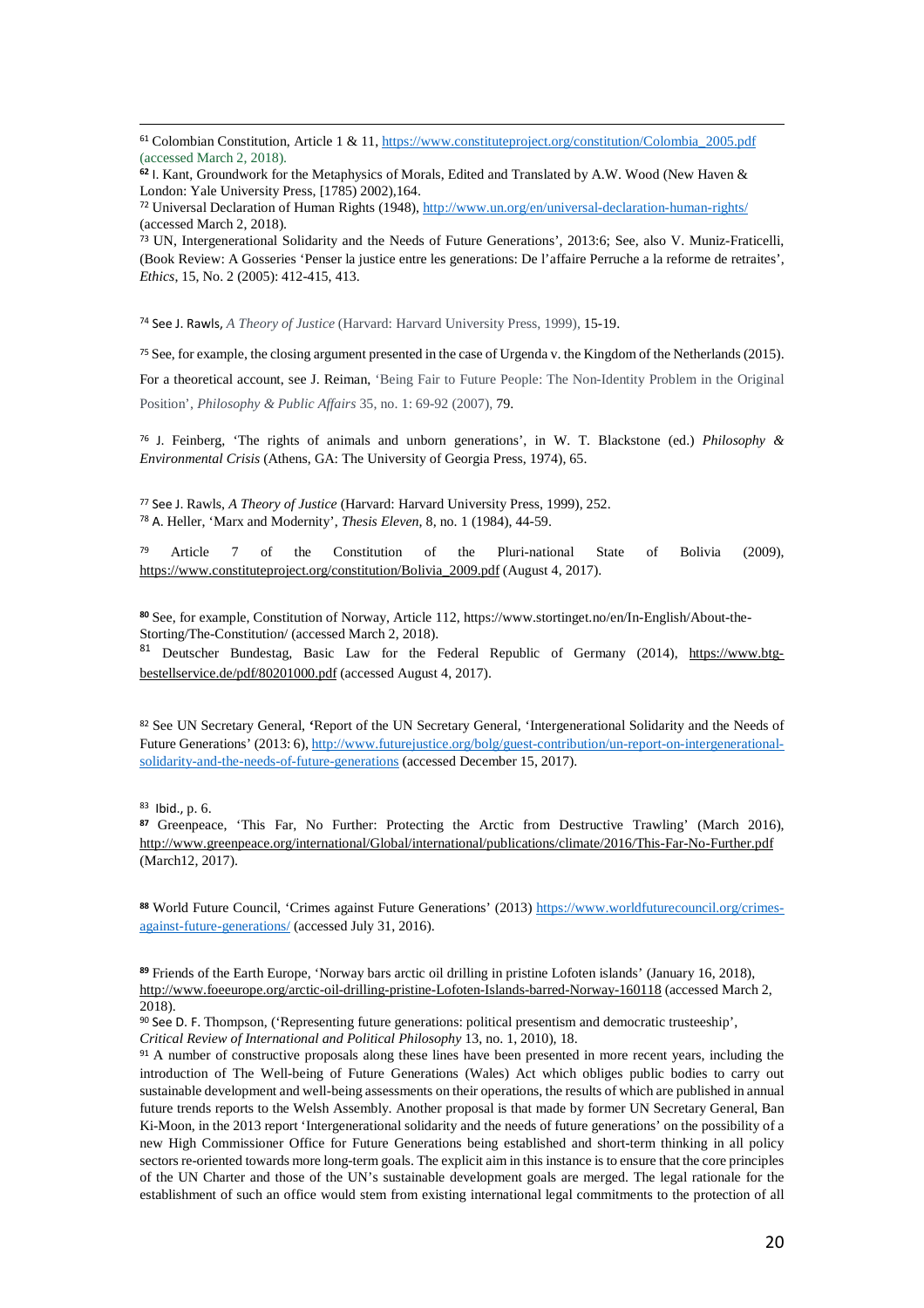[61] Colombian Constitution, Article 1 & 11, https://www.constituteproject.org/constitution/Colombia_2005.pdf (accessed March 2, 2018).

[62] I. Kant, Groundwork for the Metaphysics of Morals, Edited and Translated by A.W. Wood (New Haven & London: Yale University Press, [1785] 2002),164.

[72] Universal Declaration of Human Rights (1948), http://www.un.org/en/universal-declaration-human-rights/ (accessed March 2, 2018).

[73] UN, Intergenerational Solidarity and the Needs of Future Generations', 2013:6; See, also V. Muniz-Fraticelli, (Book Review: A Gosseries 'Penser la justice entre les generations: De l'affaire Perruche a la reforme de retraites', *Ethics*, 15, No. 2 (2005): 412-415, 413.

[74] See J. Rawls, *A Theory of Justice* (Harvard: Harvard University Press, 1999), 15-19.

[75] See, for example, the closing argument presented in the case of Urgenda v. the Kingdom of the Netherlands (2015). For a theoretical account, see J. Reiman, 'Being Fair to Future People: The Non-Identity Problem in the Original Position', *Philosophy & Public Affairs* 35, no. 1: 69-92 (2007), 79.

[76] J. Feinberg, 'The rights of animals and unborn generations', in W. T. Blackstone (ed.) *Philosophy & Environmental Crisis* (Athens, GA: The University of Georgia Press, 1974), 65.

[77] See J. Rawls, *A Theory of Justice* (Harvard: Harvard University Press, 1999), 252.

[78] A. Heller, 'Marx and Modernity', *Thesis Eleven*, 8, no. 1 (1984), 44-59.

[79] Article 7 of the Constitution of the Pluri-national State of Bolivia (2009), https://www.constituteproject.org/constitution/Bolivia_2009.pdf (August 4, 2017).

[80] See, for example, Constitution of Norway, Article 112, https://www.stortinget.no/en/In-English/About-the-Storting/The-Constitution/ (accessed March 2, 2018).

[81] Deutscher Bundestag, Basic Law for the Federal Republic of Germany (2014), https://www.btg-bestellservice.de/pdf/80201000.pdf (accessed August 4, 2017).

[82] See UN Secretary General, 'Report of the UN Secretary General, 'Intergenerational Solidarity and the Needs of Future Generations' (2013: 6), http://www.futurejustice.org/bolg/guest-contribution/un-report-on-intergenerational-solidarity-and-the-needs-of-future-generations (accessed December 15, 2017).

[83] Ibid., p. 6.

[87] Greenpeace, 'This Far, No Further: Protecting the Arctic from Destructive Trawling' (March 2016), http://www.greenpeace.org/international/Global/international/publications/climate/2016/This-Far-No-Further.pdf (March12, 2017).

[88] World Future Council, 'Crimes against Future Generations' (2013) https://www.worldfuturecouncil.org/crimes-against-future-generations/ (accessed July 31, 2016).

[89] Friends of the Earth Europe, 'Norway bars arctic oil drilling in pristine Lofoten islands' (January 16, 2018), http://www.foeeurope.org/arctic-oil-drilling-pristine-Lofoten-Islands-barred-Norway-160118 (accessed March 2, 2018).

[90] See D. F. Thompson, ('Representing future generations: political presentism and democratic trusteeship', *Critical Review of International and Political Philosophy* 13, no. 1, 2010), 18.

[91] A number of constructive proposals along these lines have been presented in more recent years, including the introduction of The Well-being of Future Generations (Wales) Act which obliges public bodies to carry out sustainable development and well-being assessments on their operations, the results of which are published in annual future trends reports to the Welsh Assembly. Another proposal is that made by former UN Secretary General, Ban Ki-Moon, in the 2013 report 'Intergenerational solidarity and the needs of future generations' on the possibility of a new High Commissioner Office for Future Generations being established and short-term thinking in all policy sectors re-oriented towards more long-term goals. The explicit aim in this instance is to ensure that the core principles of the UN Charter and those of the UN's sustainable development goals are merged. The legal rationale for the establishment of such an office would stem from existing international legal commitments to the protection of all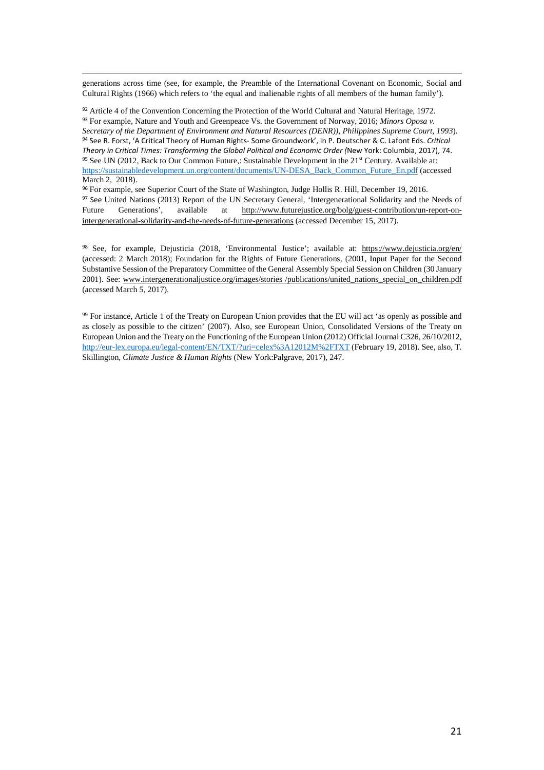generations across time (see, for example, the Preamble of the International Covenant on Economic, Social and Cultural Rights (1966) which refers to 'the equal and inalienable rights of all members of the human family').

[92] Article 4 of the Convention Concerning the Protection of the World Cultural and Natural Heritage, 1972.

[93] For example, Nature and Youth and Greenpeace Vs. the Government of Norway, 2016; *Minors Oposa v. Secretary of the Department of Environment and Natural Resources (DENR)), Philippines Supreme Court, 1993*).

[94] See R. Forst, 'A Critical Theory of Human Rights- Some Groundwork', in P. Deutscher & C. Lafont Eds. *Critical Theory in Critical Times: Transforming the Global Political and Economic Order (*New York: Columbia, 2017), 74.

[95] See UN (2012, Back to Our Common Future,: Sustainable Development in the 21st Century. Available at: https://sustainabledevelopment.un.org/content/documents/UN-DESA_Back_Common_Future_En.pdf (accessed March 2, 2018).

[96] For example, see Superior Court of the State of Washington, Judge Hollis R. Hill, December 19, 2016.

[97] See United Nations (2013) Report of the UN Secretary General, 'Intergenerational Solidarity and the Needs of Future Generations', available at http://www.futurejustice.org/bolg/guest-contribution/un-report-on-intergenerational-solidarity-and-the-needs-of-future-generations (accessed December 15, 2017).

[98] See, for example, Dejusticia (2018, 'Environmental Justice'; available at: https://www.dejusticia.org/en/ (accessed: 2 March 2018); Foundation for the Rights of Future Generations, (2001, Input Paper for the Second Substantive Session of the Preparatory Committee of the General Assembly Special Session on Children (30 January 2001). See: www.intergenerationaljustice.org/images/stories /publications/united_nations_special_on_children.pdf (accessed March 5, 2017).

[99] For instance, Article 1 of the Treaty on European Union provides that the EU will act 'as openly as possible and as closely as possible to the citizen' (2007). Also, see European Union, Consolidated Versions of the Treaty on European Union and the Treaty on the Functioning of the European Union (2012) Official Journal C326, 26/10/2012, http://eur-lex.europa.eu/legal-content/EN/TXT/?uri=celex%3A12012M%2FTXT (February 19, 2018). See, also, T. Skillington, *Climate Justice & Human Rights* (New York:Palgrave, 2017), 247.